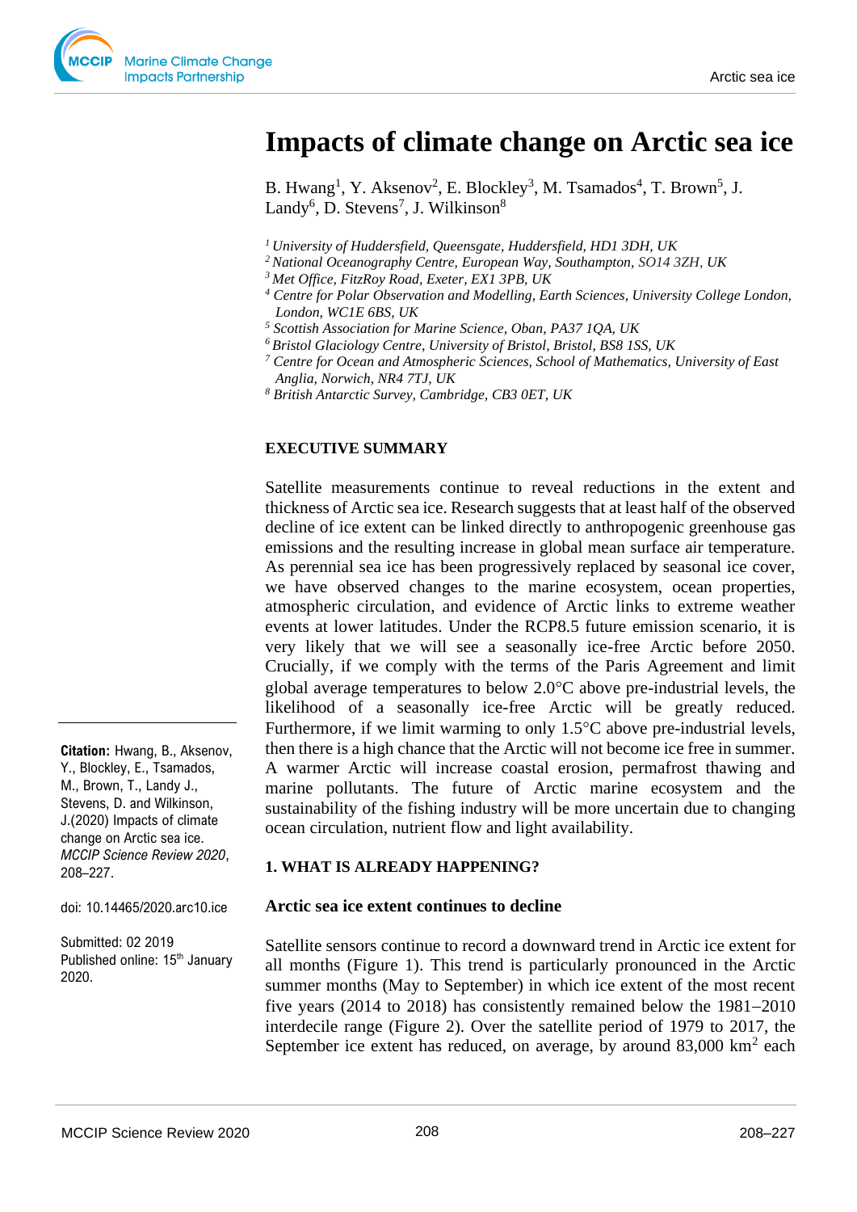# Impacts of climate change on Arctic sea ice

B. Hwang[1], Y. Aksenov[2], E. Blockley[3], M. Tsamados[4], T. Brown[5], J. Landy[6], D. Stevens[7], J. Wilkinson[8]

*[1] University of Huddersfield, Queensgate, Huddersfield, HD1 3DH, UK*
*[2] National Oceanography Centre, European Way, Southampton, SO14 3ZH, UK*
*[3] Met Office, FitzRoy Road, Exeter, EX1 3PB, UK*
*[4] Centre for Polar Observation and Modelling, Earth Sciences, University College London, London, WC1E 6BS, UK*
*[5] Scottish Association for Marine Science, Oban, PA37 1QA, UK*
*[6] Bristol Glaciology Centre, University of Bristol, Bristol, BS8 1SS, UK*
*[7] Centre for Ocean and Atmospheric Sciences, School of Mathematics, University of East Anglia, Norwich, NR4 7TJ, UK*
*[8] British Antarctic Survey, Cambridge, CB3 0ET, UK*

**Citation:** Hwang, B., Aksenov, Y., Blockley, E., Tsamados, M., Brown, T., Landy J., Stevens, D. and Wilkinson, J.(2020) Impacts of climate change on Arctic sea ice. *MCCIP Science Review 2020*, 208–227.

doi: 10.14465/2020.arc10.ice

Submitted: 02 2019
Published online: 15th January 2020.

## EXECUTIVE SUMMARY

Satellite measurements continue to reveal reductions in the extent and thickness of Arctic sea ice. Research suggests that at least half of the observed decline of ice extent can be linked directly to anthropogenic greenhouse gas emissions and the resulting increase in global mean surface air temperature. As perennial sea ice has been progressively replaced by seasonal ice cover, we have observed changes to the marine ecosystem, ocean properties, atmospheric circulation, and evidence of Arctic links to extreme weather events at lower latitudes. Under the RCP8.5 future emission scenario, it is very likely that we will see a seasonally ice-free Arctic before 2050. Crucially, if we comply with the terms of the Paris Agreement and limit global average temperatures to below 2.0°C above pre-industrial levels, the likelihood of a seasonally ice-free Arctic will be greatly reduced. Furthermore, if we limit warming to only 1.5°C above pre-industrial levels, then there is a high chance that the Arctic will not become ice free in summer. A warmer Arctic will increase coastal erosion, permafrost thawing and marine pollutants. The future of Arctic marine ecosystem and the sustainability of the fishing industry will be more uncertain due to changing ocean circulation, nutrient flow and light availability.

## 1. WHAT IS ALREADY HAPPENING?

### Arctic sea ice extent continues to decline

Satellite sensors continue to record a downward trend in Arctic ice extent for all months (Figure 1). This trend is particularly pronounced in the Arctic summer months (May to September) in which ice extent of the most recent five years (2014 to 2018) has consistently remained below the 1981–2010 interdecile range (Figure 2). Over the satellite period of 1979 to 2017, the September ice extent has reduced, on average, by around 83,000 km$^2$ each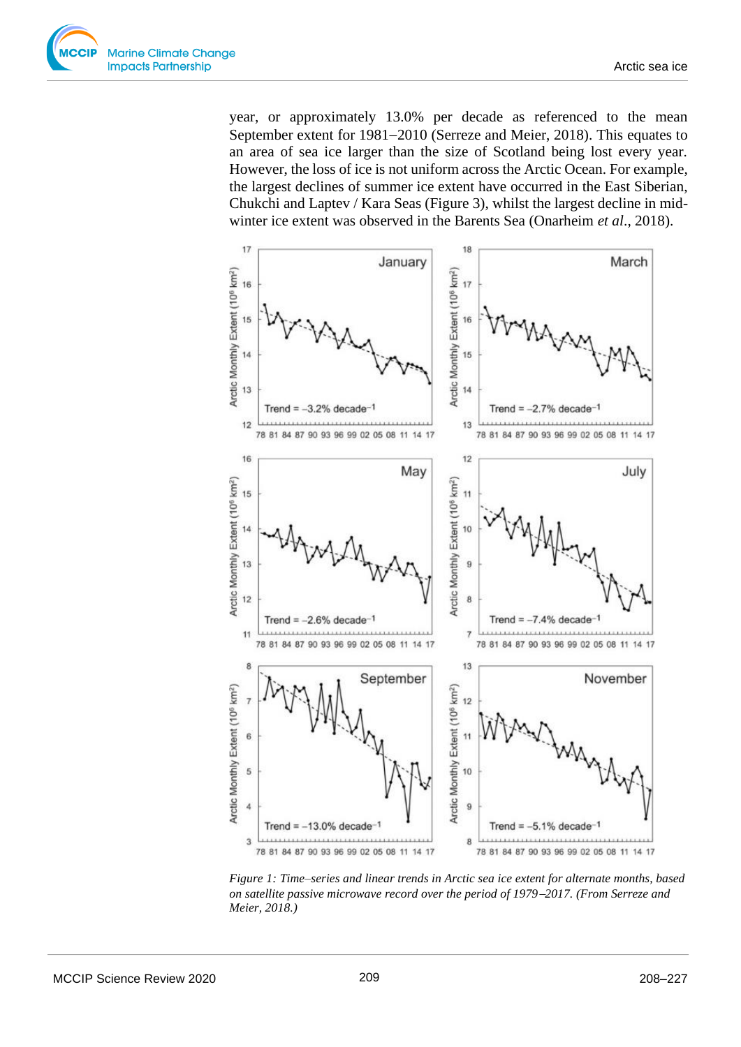year, or approximately 13.0% per decade as referenced to the mean September extent for 1981–2010 (Serreze and Meier, 2018). This equates to an area of sea ice larger than the size of Scotland being lost every year. However, the loss of ice is not uniform across the Arctic Ocean. For example, the largest declines of summer ice extent have occurred in the East Siberian, Chukchi and Laptev / Kara Seas (Figure 3), whilst the largest decline in mid-winter ice extent was observed in the Barents Sea (Onarheim *et al*., 2018).

*Figure 1: Time–series and linear trends in Arctic sea ice extent for alternate months, based on satellite passive microwave record over the period of 1979–2017. (From Serreze and Meier, 2018.)*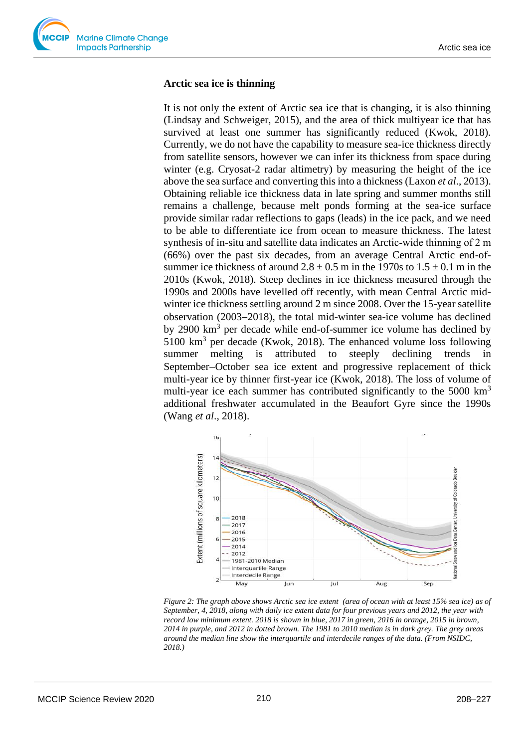## Arctic sea ice is thinning

It is not only the extent of Arctic sea ice that is changing, it is also thinning (Lindsay and Schweiger, 2015), and the area of thick multiyear ice that has survived at least one summer has significantly reduced (Kwok, 2018). Currently, we do not have the capability to measure sea-ice thickness directly from satellite sensors, however we can infer its thickness from space during winter (e.g. Cryosat-2 radar altimetry) by measuring the height of the ice above the sea surface and converting this into a thickness (Laxon *et al*., 2013). Obtaining reliable ice thickness data in late spring and summer months still remains a challenge, because melt ponds forming at the sea-ice surface provide similar radar reflections to gaps (leads) in the ice pack, and we need to be able to differentiate ice from ocean to measure thickness. The latest synthesis of in-situ and satellite data indicates an Arctic-wide thinning of 2 m (66%) over the past six decades, from an average Central Arctic end-of-summer ice thickness of around 2.8 ± 0.5 m in the 1970s to 1.5 ± 0.1 m in the 2010s (Kwok, 2018). Steep declines in ice thickness measured through the 1990s and 2000s have levelled off recently, with mean Central Arctic mid-winter ice thickness settling around 2 m since 2008. Over the 15-year satellite observation (2003–2018), the total mid-winter sea-ice volume has declined by 2900 $km^3$ per decade while end-of-summer ice volume has declined by 5100 $km^3$ per decade (Kwok, 2018). The enhanced volume loss following summer melting is attributed to steeply declining trends in September–October sea ice extent and progressive replacement of thick multi-year ice by thinner first-year ice (Kwok, 2018). The loss of volume of multi-year ice each summer has contributed significantly to the 5000 $km^3$ additional freshwater accumulated in the Beaufort Gyre since the 1990s (Wang *et al*., 2018).

*Figure 2: The graph above shows Arctic sea ice extent (area of ocean with at least 15% sea ice) as of September, 4, 2018, along with daily ice extent data for four previous years and 2012, the year with record low minimum extent. 2018 is shown in blue, 2017 in green, 2016 in orange, 2015 in brown, 2014 in purple, and 2012 in dotted brown. The 1981 to 2010 median is in dark grey. The grey areas around the median line show the interquartile and interdecile ranges of the data. (From NSIDC, 2018.)*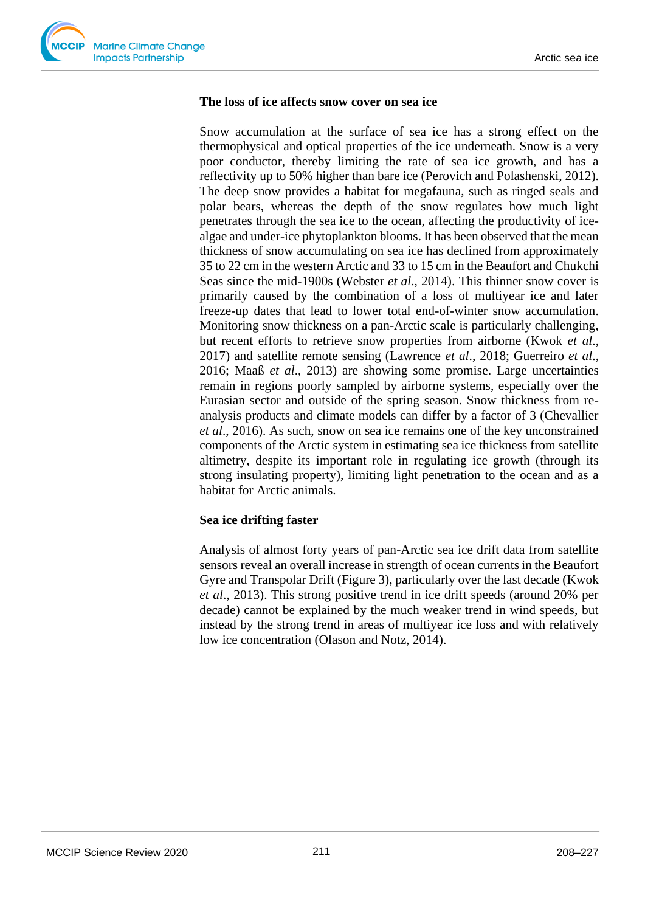### The loss of ice affects snow cover on sea ice

Snow accumulation at the surface of sea ice has a strong effect on the thermophysical and optical properties of the ice underneath. Snow is a very poor conductor, thereby limiting the rate of sea ice growth, and has a reflectivity up to 50% higher than bare ice (Perovich and Polashenski, 2012). The deep snow provides a habitat for megafauna, such as ringed seals and polar bears, whereas the depth of the snow regulates how much light penetrates through the sea ice to the ocean, affecting the productivity of ice-algae and under-ice phytoplankton blooms. It has been observed that the mean thickness of snow accumulating on sea ice has declined from approximately 35 to 22 cm in the western Arctic and 33 to 15 cm in the Beaufort and Chukchi Seas since the mid-1900s (Webster *et al*., 2014). This thinner snow cover is primarily caused by the combination of a loss of multiyear ice and later freeze-up dates that lead to lower total end-of-winter snow accumulation. Monitoring snow thickness on a pan-Arctic scale is particularly challenging, but recent efforts to retrieve snow properties from airborne (Kwok *et al*., 2017) and satellite remote sensing (Lawrence *et al*., 2018; Guerreiro *et al*., 2016; Maaß *et al*., 2013) are showing some promise. Large uncertainties remain in regions poorly sampled by airborne systems, especially over the Eurasian sector and outside of the spring season. Snow thickness from re-analysis products and climate models can differ by a factor of 3 (Chevallier *et al*., 2016). As such, snow on sea ice remains one of the key unconstrained components of the Arctic system in estimating sea ice thickness from satellite altimetry, despite its important role in regulating ice growth (through its strong insulating property), limiting light penetration to the ocean and as a habitat for Arctic animals.

### Sea ice drifting faster

Analysis of almost forty years of pan-Arctic sea ice drift data from satellite sensors reveal an overall increase in strength of ocean currents in the Beaufort Gyre and Transpolar Drift (Figure 3), particularly over the last decade (Kwok *et al*., 2013). This strong positive trend in ice drift speeds (around 20% per decade) cannot be explained by the much weaker trend in wind speeds, but instead by the strong trend in areas of multiyear ice loss and with relatively low ice concentration (Olason and Notz, 2014).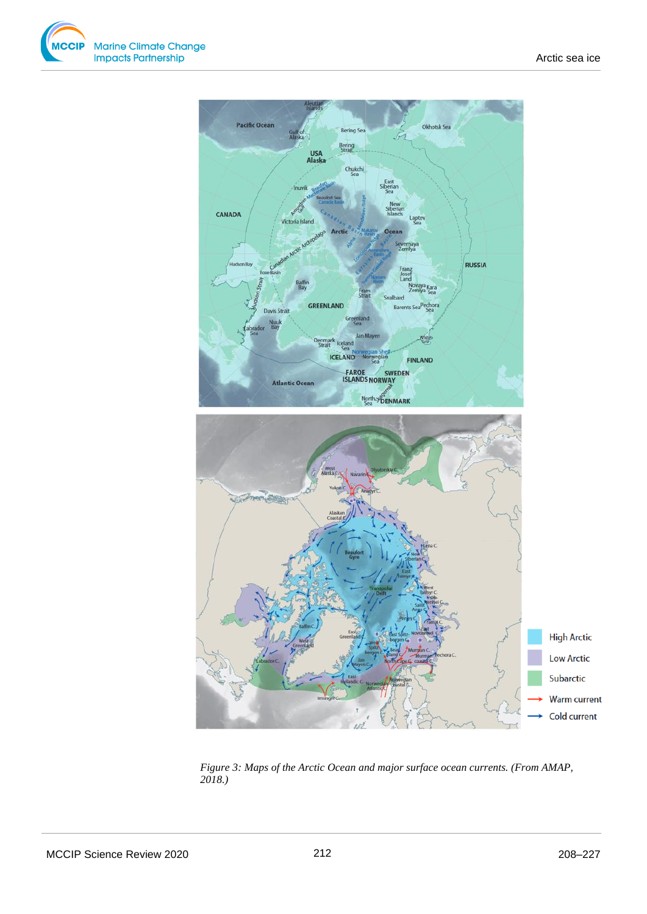*Figure 3: Maps of the Arctic Ocean and major surface ocean currents. (From AMAP, 2018.)*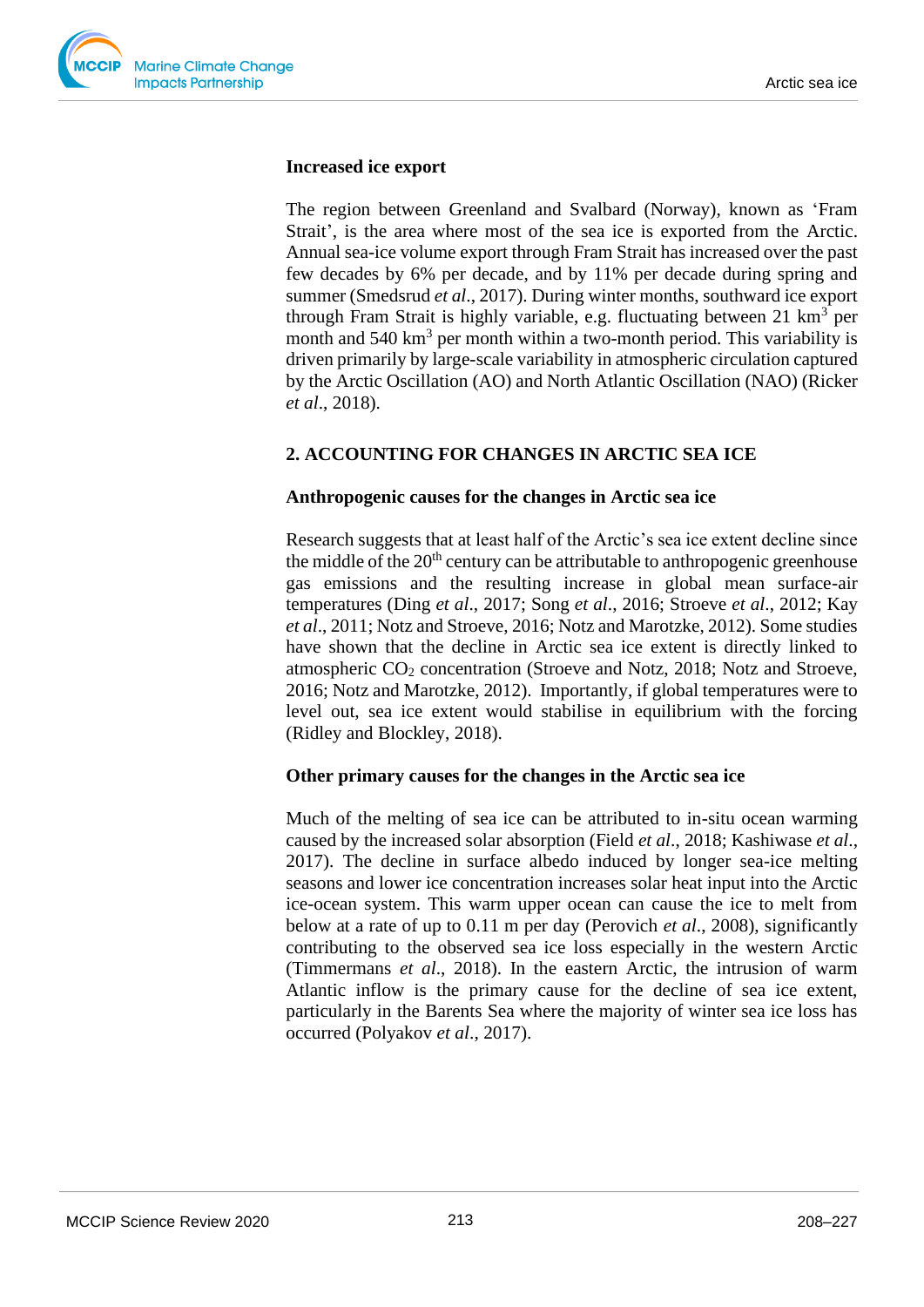### Increased ice export

The region between Greenland and Svalbard (Norway), known as 'Fram Strait', is the area where most of the sea ice is exported from the Arctic. Annual sea-ice volume export through Fram Strait has increased over the past few decades by 6% per decade, and by 11% per decade during spring and summer (Smedsrud *et al*., 2017). During winter months, southward ice export through Fram Strait is highly variable, e.g. fluctuating between 21 $km^3$ per month and 540 $km^3$ per month within a two-month period. This variability is driven primarily by large-scale variability in atmospheric circulation captured by the Arctic Oscillation (AO) and North Atlantic Oscillation (NAO) (Ricker *et al*., 2018).

## 2. ACCOUNTING FOR CHANGES IN ARCTIC SEA ICE

### Anthropogenic causes for the changes in Arctic sea ice

Research suggests that at least half of the Arctic's sea ice extent decline since the middle of the $20^{th}$ century can be attributable to anthropogenic greenhouse gas emissions and the resulting increase in global mean surface-air temperatures (Ding *et al*., 2017; Song *et al*., 2016; Stroeve *et al*., 2012; Kay *et al*., 2011; Notz and Stroeve, 2016; Notz and Marotzke, 2012). Some studies have shown that the decline in Arctic sea ice extent is directly linked to atmospheric $CO_2$ concentration (Stroeve and Notz, 2018; Notz and Stroeve, 2016; Notz and Marotzke, 2012). Importantly, if global temperatures were to level out, sea ice extent would stabilise in equilibrium with the forcing (Ridley and Blockley, 2018).

### Other primary causes for the changes in the Arctic sea ice

Much of the melting of sea ice can be attributed to in-situ ocean warming caused by the increased solar absorption (Field *et al*., 2018; Kashiwase *et al*., 2017). The decline in surface albedo induced by longer sea-ice melting seasons and lower ice concentration increases solar heat input into the Arctic ice-ocean system. This warm upper ocean can cause the ice to melt from below at a rate of up to 0.11 m per day (Perovich *et al*., 2008), significantly contributing to the observed sea ice loss especially in the western Arctic (Timmermans *et al*., 2018). In the eastern Arctic, the intrusion of warm Atlantic inflow is the primary cause for the decline of sea ice extent, particularly in the Barents Sea where the majority of winter sea ice loss has occurred (Polyakov *et al*., 2017).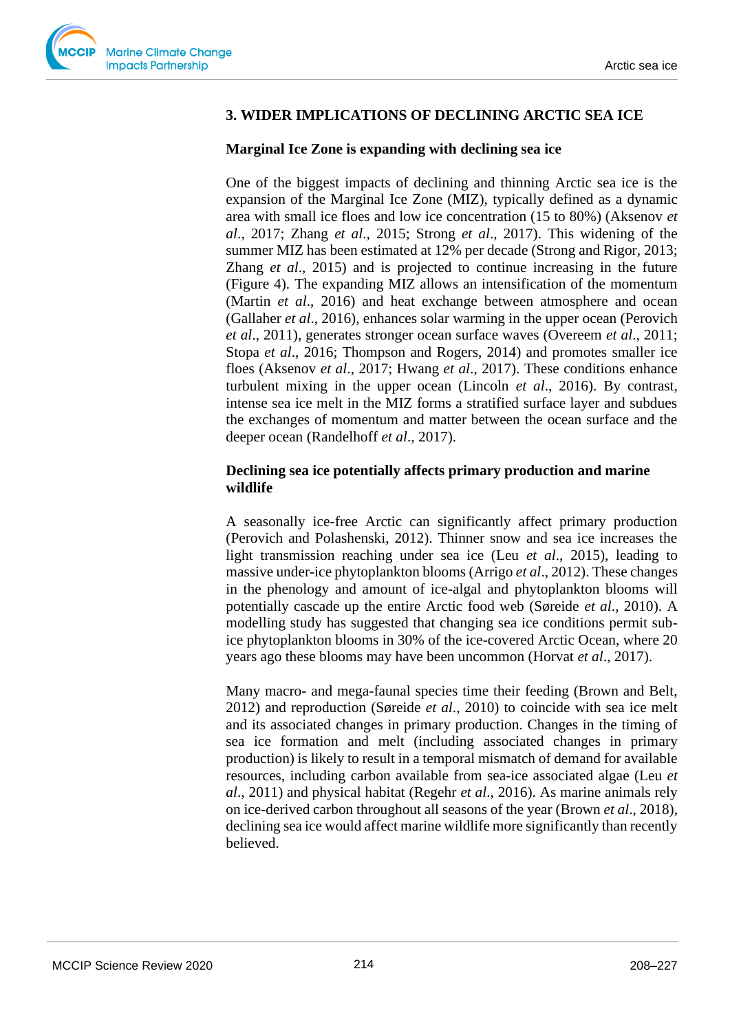## 3. WIDER IMPLICATIONS OF DECLINING ARCTIC SEA ICE

### Marginal Ice Zone is expanding with declining sea ice

One of the biggest impacts of declining and thinning Arctic sea ice is the expansion of the Marginal Ice Zone (MIZ), typically defined as a dynamic area with small ice floes and low ice concentration (15 to 80%) (Aksenov *et al*., 2017; Zhang *et al*., 2015; Strong *et al*., 2017). This widening of the summer MIZ has been estimated at 12% per decade (Strong and Rigor, 2013; Zhang *et al*., 2015) and is projected to continue increasing in the future (Figure 4). The expanding MIZ allows an intensification of the momentum (Martin *et al*., 2016) and heat exchange between atmosphere and ocean (Gallaher *et al*., 2016), enhances solar warming in the upper ocean (Perovich *et al*., 2011), generates stronger ocean surface waves (Overeem *et al*., 2011; Stopa *et al*., 2016; Thompson and Rogers, 2014) and promotes smaller ice floes (Aksenov *et al*., 2017; Hwang *et al*., 2017). These conditions enhance turbulent mixing in the upper ocean (Lincoln *et al*., 2016). By contrast, intense sea ice melt in the MIZ forms a stratified surface layer and subdues the exchanges of momentum and matter between the ocean surface and the deeper ocean (Randelhoff *et al*., 2017).

### Declining sea ice potentially affects primary production and marine wildlife

A seasonally ice-free Arctic can significantly affect primary production (Perovich and Polashenski, 2012). Thinner snow and sea ice increases the light transmission reaching under sea ice (Leu *et al*., 2015), leading to massive under-ice phytoplankton blooms (Arrigo *et al*., 2012). These changes in the phenology and amount of ice-algal and phytoplankton blooms will potentially cascade up the entire Arctic food web (Søreide *et al*., 2010). A modelling study has suggested that changing sea ice conditions permit sub-ice phytoplankton blooms in 30% of the ice-covered Arctic Ocean, where 20 years ago these blooms may have been uncommon (Horvat *et al*., 2017).

Many macro- and mega-faunal species time their feeding (Brown and Belt, 2012) and reproduction (Søreide *et al*., 2010) to coincide with sea ice melt and its associated changes in primary production. Changes in the timing of sea ice formation and melt (including associated changes in primary production) is likely to result in a temporal mismatch of demand for available resources, including carbon available from sea-ice associated algae (Leu *et al*., 2011) and physical habitat (Regehr *et al*., 2016). As marine animals rely on ice-derived carbon throughout all seasons of the year (Brown *et al*., 2018), declining sea ice would affect marine wildlife more significantly than recently believed.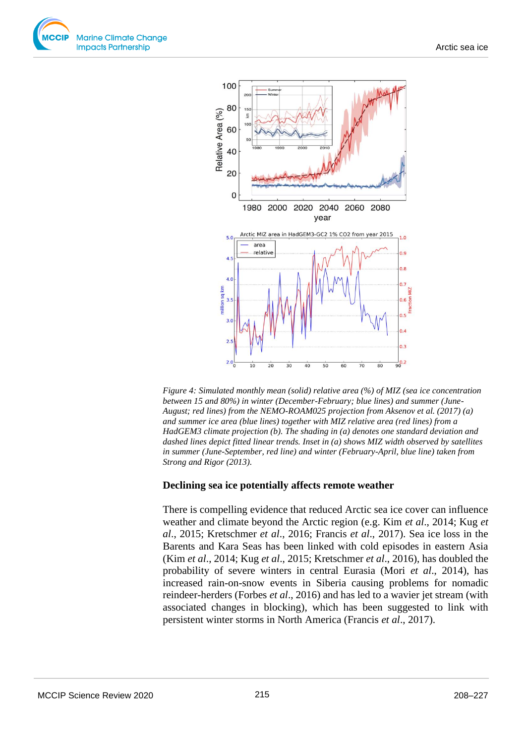*Figure 4: Simulated monthly mean (solid) relative area (%) of MIZ (sea ice concentration between 15 and 80%) in winter (December-February; blue lines) and summer (June-August; red lines) from the NEMO-ROAM025 projection from Aksenov et al. (2017) (a) and summer ice area (blue lines) together with MIZ relative area (red lines) from a HadGEM3 climate projection (b). The shading in (a) denotes one standard deviation and dashed lines depict fitted linear trends. Inset in (a) shows MIZ width observed by satellites in summer (June-September, red line) and winter (February-April, blue line) taken from Strong and Rigor (2013).*

## Declining sea ice potentially affects remote weather

There is compelling evidence that reduced Arctic sea ice cover can influence weather and climate beyond the Arctic region (e.g. Kim *et al*., 2014; Kug *et al*., 2015; Kretschmer *et al*., 2016; Francis *et al*., 2017). Sea ice loss in the Barents and Kara Seas has been linked with cold episodes in eastern Asia (Kim *et al*., 2014; Kug *et al*., 2015; Kretschmer *et al*., 2016), has doubled the probability of severe winters in central Eurasia (Mori *et al*., 2014), has increased rain-on-snow events in Siberia causing problems for nomadic reindeer-herders (Forbes *et al*., 2016) and has led to a wavier jet stream (with associated changes in blocking), which has been suggested to link with persistent winter storms in North America (Francis *et al*., 2017).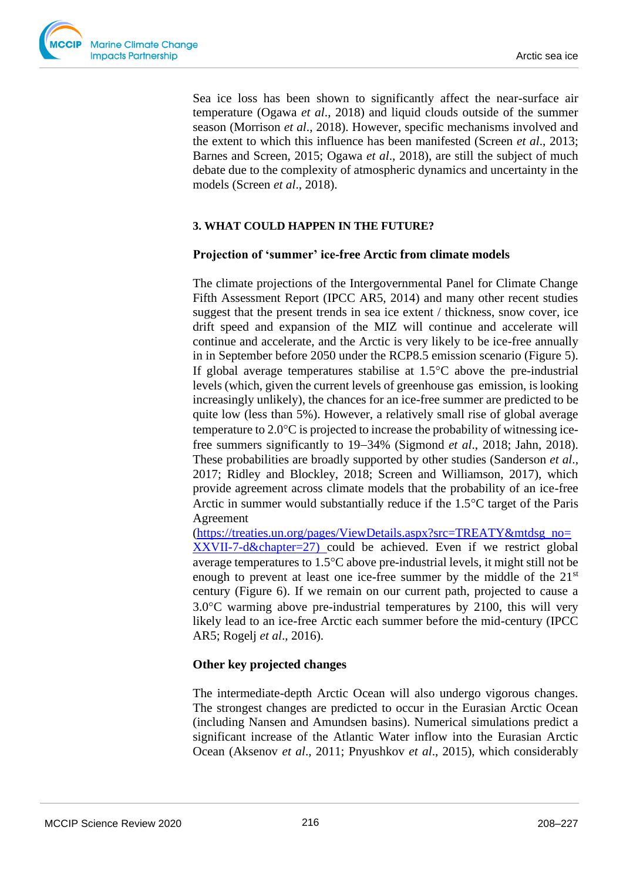Sea ice loss has been shown to significantly affect the near-surface air temperature (Ogawa *et al*., 2018) and liquid clouds outside of the summer season (Morrison *et al*., 2018). However, specific mechanisms involved and the extent to which this influence has been manifested (Screen *et al*., 2013; Barnes and Screen, 2015; Ogawa *et al*., 2018), are still the subject of much debate due to the complexity of atmospheric dynamics and uncertainty in the models (Screen *et al*., 2018).

## 3. WHAT COULD HAPPEN IN THE FUTURE?

### Projection of 'summer' ice-free Arctic from climate models

The climate projections of the Intergovernmental Panel for Climate Change Fifth Assessment Report (IPCC AR5, 2014) and many other recent studies suggest that the present trends in sea ice extent / thickness, snow cover, ice drift speed and expansion of the MIZ will continue and accelerate will continue and accelerate, and the Arctic is very likely to be ice-free annually in in September before 2050 under the RCP8.5 emission scenario (Figure 5). If global average temperatures stabilise at 1.5°C above the pre-industrial levels (which, given the current levels of greenhouse gas emission, is looking increasingly unlikely), the chances for an ice-free summer are predicted to be quite low (less than 5%). However, a relatively small rise of global average temperature to 2.0°C is projected to increase the probability of witnessing ice-free summers significantly to 19–34% (Sigmond *et al*., 2018; Jahn, 2018). These probabilities are broadly supported by other studies (Sanderson *et al*., 2017; Ridley and Blockley, 2018; Screen and Williamson, 2017), which provide agreement across climate models that the probability of an ice-free Arctic in summer would substantially reduce if the 1.5°C target of the Paris Agreement (https://treaties.un.org/pages/ViewDetails.aspx?src=TREATY&mtdsg_no=XXVII-7-d&chapter=27) could be achieved. Even if we restrict global average temperatures to 1.5°C above pre-industrial levels, it might still not be enough to prevent at least one ice-free summer by the middle of the 21st century (Figure 6). If we remain on our current path, projected to cause a 3.0°C warming above pre-industrial temperatures by 2100, this will very likely lead to an ice-free Arctic each summer before the mid-century (IPCC AR5; Rogelj *et al*., 2016).

### Other key projected changes

The intermediate-depth Arctic Ocean will also undergo vigorous changes. The strongest changes are predicted to occur in the Eurasian Arctic Ocean (including Nansen and Amundsen basins). Numerical simulations predict a significant increase of the Atlantic Water inflow into the Eurasian Arctic Ocean (Aksenov *et al*., 2011; Pnyushkov *et al*., 2015), which considerably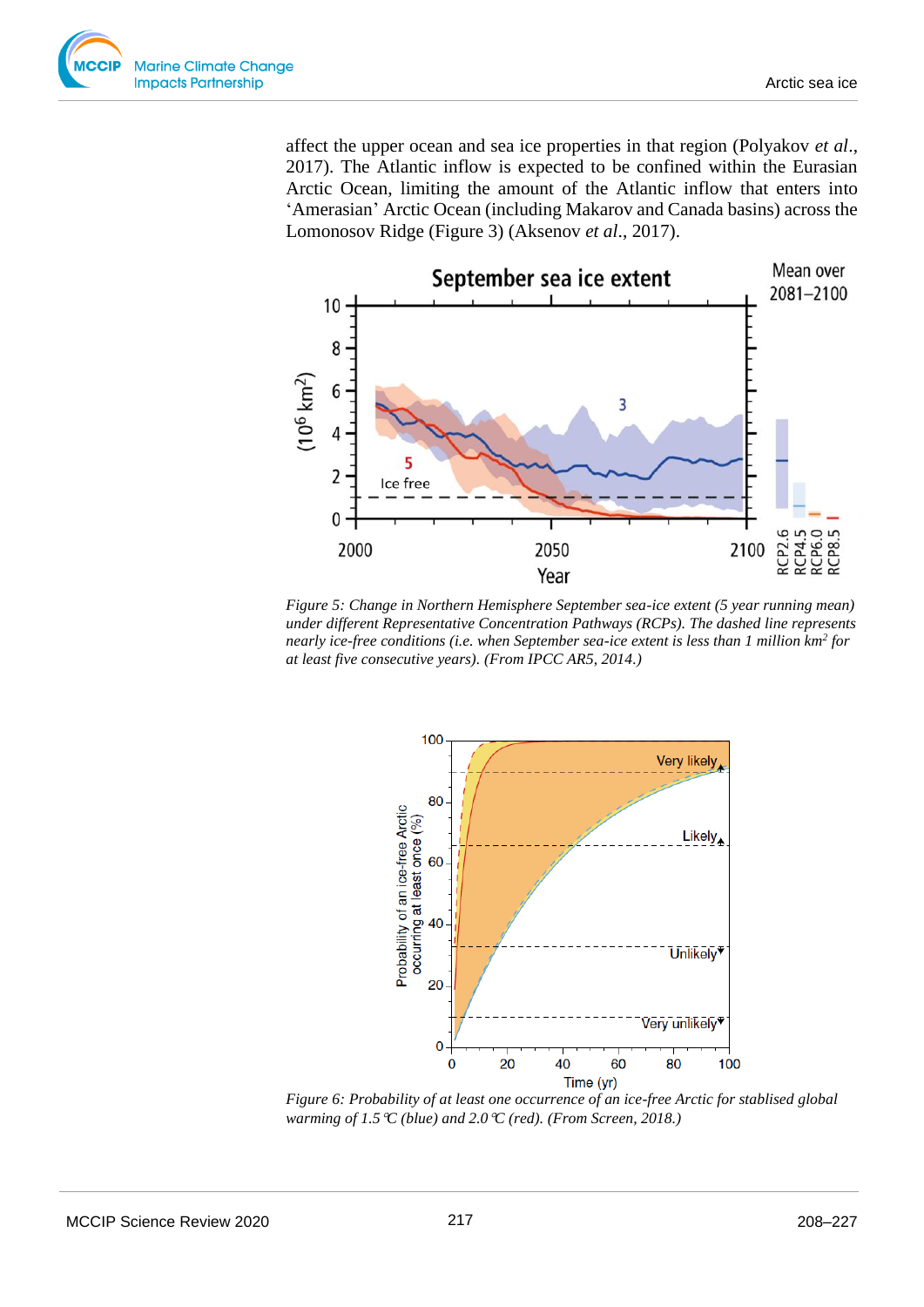affect the upper ocean and sea ice properties in that region (Polyakov *et al*., 2017). The Atlantic inflow is expected to be confined within the Eurasian Arctic Ocean, limiting the amount of the Atlantic inflow that enters into 'Amerasian' Arctic Ocean (including Makarov and Canada basins) across the Lomonosov Ridge (Figure 3) (Aksenov *et al*., 2017).

*Figure 5: Change in Northern Hemisphere September sea-ice extent (5 year running mean) under different Representative Concentration Pathways (RCPs). The dashed line represents nearly ice-free conditions (i.e. when September sea-ice extent is less than 1 million km$^2$ for at least five consecutive years). (From IPCC AR5, 2014.)*

*Figure 6: Probability of at least one occurrence of an ice-free Arctic for stablised global warming of 1.5 ℃ (blue) and 2.0 ℃ (red). (From Screen, 2018.)*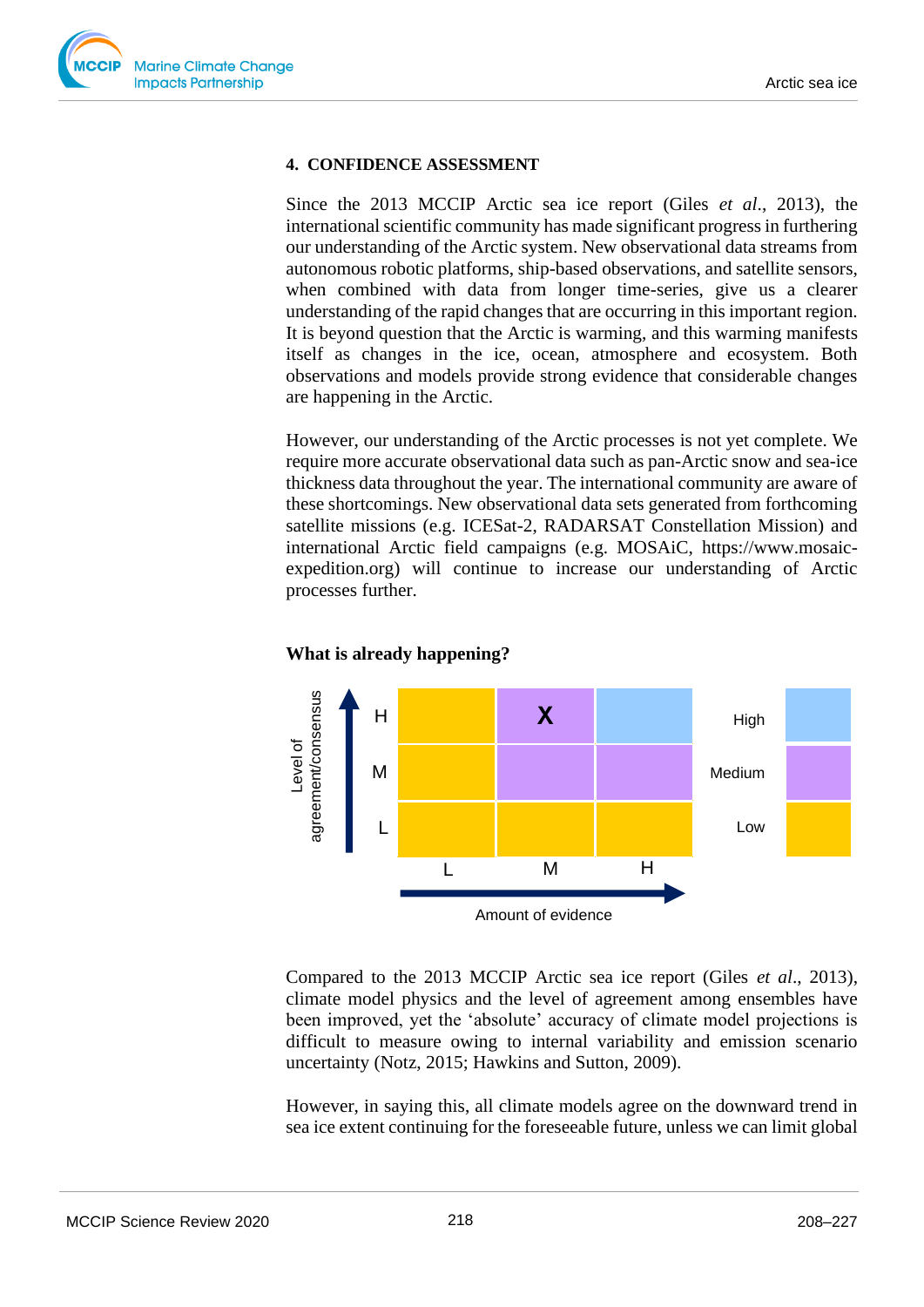## 4. CONFIDENCE ASSESSMENT

Since the 2013 MCCIP Arctic sea ice report (Giles *et al.*, 2013), the international scientific community has made significant progress in furthering our understanding of the Arctic system. New observational data streams from autonomous robotic platforms, ship-based observations, and satellite sensors, when combined with data from longer time-series, give us a clearer understanding of the rapid changes that are occurring in this important region. It is beyond question that the Arctic is warming, and this warming manifests itself as changes in the ice, ocean, atmosphere and ecosystem. Both observations and models provide strong evidence that considerable changes are happening in the Arctic.

However, our understanding of the Arctic processes is not yet complete. We require more accurate observational data such as pan-Arctic snow and sea-ice thickness data throughout the year. The international community are aware of these shortcomings. New observational data sets generated from forthcoming satellite missions (e.g. ICESat-2, RADARSAT Constellation Mission) and international Arctic field campaigns (e.g. MOSAiC, https://www.mosaic-expedition.org) will continue to increase our understanding of Arctic processes further.

### What is already happening?

| Level of agreement/consensus | L (Amount of evidence) | M (Amount of evidence) | H (Amount of evidence) |
|---|---|---|---|
| H | Low | Medium **X** | High |
| M | Low | Medium | Medium |
| L | Low | Low | Low |

Compared to the 2013 MCCIP Arctic sea ice report (Giles *et al*., 2013), climate model physics and the level of agreement among ensembles have been improved, yet the 'absolute' accuracy of climate model projections is difficult to measure owing to internal variability and emission scenario uncertainty (Notz, 2015; Hawkins and Sutton, 2009).

However, in saying this, all climate models agree on the downward trend in sea ice extent continuing for the foreseeable future, unless we can limit global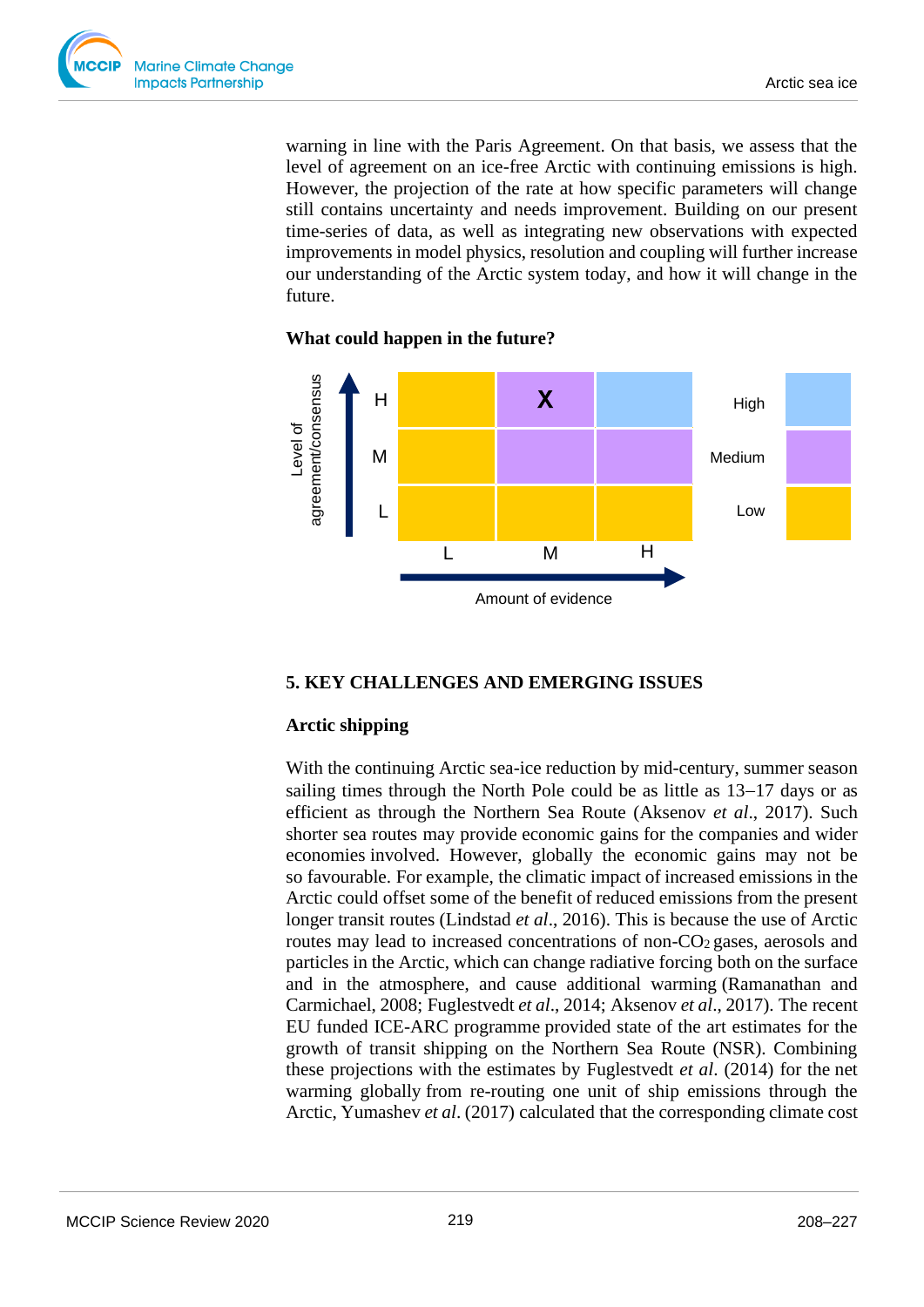warning in line with the Paris Agreement. On that basis, we assess that the level of agreement on an ice-free Arctic with continuing emissions is high. However, the projection of the rate at how specific parameters will change still contains uncertainty and needs improvement. Building on our present time-series of data, as well as integrating new observations with expected improvements in model physics, resolution and coupling will further increase our understanding of the Arctic system today, and how it will change in the future.

**What could happen in the future?**

| Level of agreement/consensus | L | M | H |
|---|---|---|---|
| H | Low | Medium (X) | High |
| M | Low | Medium | Medium |
| L | Low | Low | Low |

Amount of evidence

## 5. KEY CHALLENGES AND EMERGING ISSUES

### Arctic shipping

With the continuing Arctic sea-ice reduction by mid-century, summer season sailing times through the North Pole could be as little as 13–17 days or as efficient as through the Northern Sea Route (Aksenov *et al*., 2017). Such shorter sea routes may provide economic gains for the companies and wider economies involved. However, globally the economic gains may not be so favourable. For example, the climatic impact of increased emissions in the Arctic could offset some of the benefit of reduced emissions from the present longer transit routes (Lindstad *et al*., 2016). This is because the use of Arctic routes may lead to increased concentrations of non-$CO_2$ gases, aerosols and particles in the Arctic, which can change radiative forcing both on the surface and in the atmosphere, and cause additional warming (Ramanathan and Carmichael, 2008; Fuglestvedt *et al*., 2014; Aksenov *et al*., 2017). The recent EU funded ICE-ARC programme provided state of the art estimates for the growth of transit shipping on the Northern Sea Route (NSR). Combining these projections with the estimates by Fuglestvedt *et al*. (2014) for the net warming globally from re-routing one unit of ship emissions through the Arctic, Yumashev *et al*. (2017) calculated that the corresponding climate cost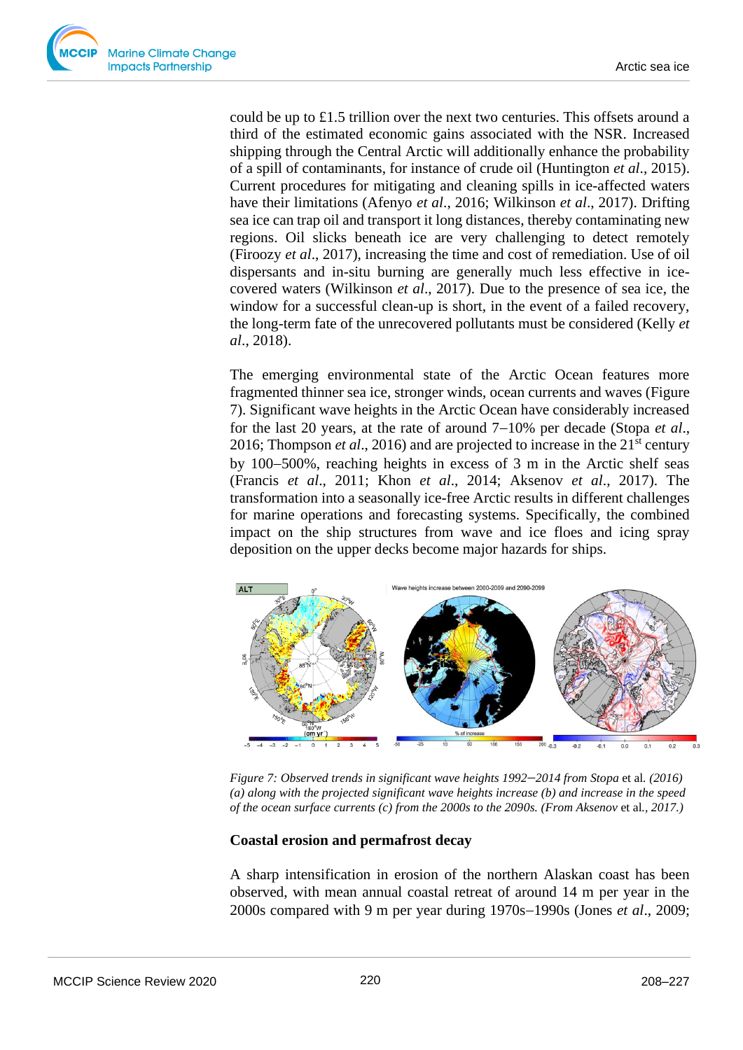could be up to £1.5 trillion over the next two centuries. This offsets around a third of the estimated economic gains associated with the NSR. Increased shipping through the Central Arctic will additionally enhance the probability of a spill of contaminants, for instance of crude oil (Huntington *et al*., 2015). Current procedures for mitigating and cleaning spills in ice-affected waters have their limitations (Afenyo *et al*., 2016; Wilkinson *et al*., 2017). Drifting sea ice can trap oil and transport it long distances, thereby contaminating new regions. Oil slicks beneath ice are very challenging to detect remotely (Firoozy *et al*., 2017), increasing the time and cost of remediation. Use of oil dispersants and in-situ burning are generally much less effective in ice-covered waters (Wilkinson *et al*., 2017). Due to the presence of sea ice, the window for a successful clean-up is short, in the event of a failed recovery, the long-term fate of the unrecovered pollutants must be considered (Kelly *et al*., 2018).

The emerging environmental state of the Arctic Ocean features more fragmented thinner sea ice, stronger winds, ocean currents and waves (Figure 7). Significant wave heights in the Arctic Ocean have considerably increased for the last 20 years, at the rate of around 7–10% per decade (Stopa *et al*., 2016; Thompson *et al*., 2016) and are projected to increase in the 21st century by 100–500%, reaching heights in excess of 3 m in the Arctic shelf seas (Francis *et al*., 2011; Khon *et al*., 2014; Aksenov *et al*., 2017). The transformation into a seasonally ice-free Arctic results in different challenges for marine operations and forecasting systems. Specifically, the combined impact on the ship structures from wave and ice floes and icing spray deposition on the upper decks become major hazards for ships.

*Figure 7: Observed trends in significant wave heights 1992–2014 from Stopa* et al. *(2016) (a) along with the projected significant wave heights increase (b) and increase in the speed of the ocean surface currents (c) from the 2000s to the 2090s. (From Aksenov* et al.*, 2017.)*

## Coastal erosion and permafrost decay

A sharp intensification in erosion of the northern Alaskan coast has been observed, with mean annual coastal retreat of around 14 m per year in the 2000s compared with 9 m per year during 1970s–1990s (Jones *et al*., 2009;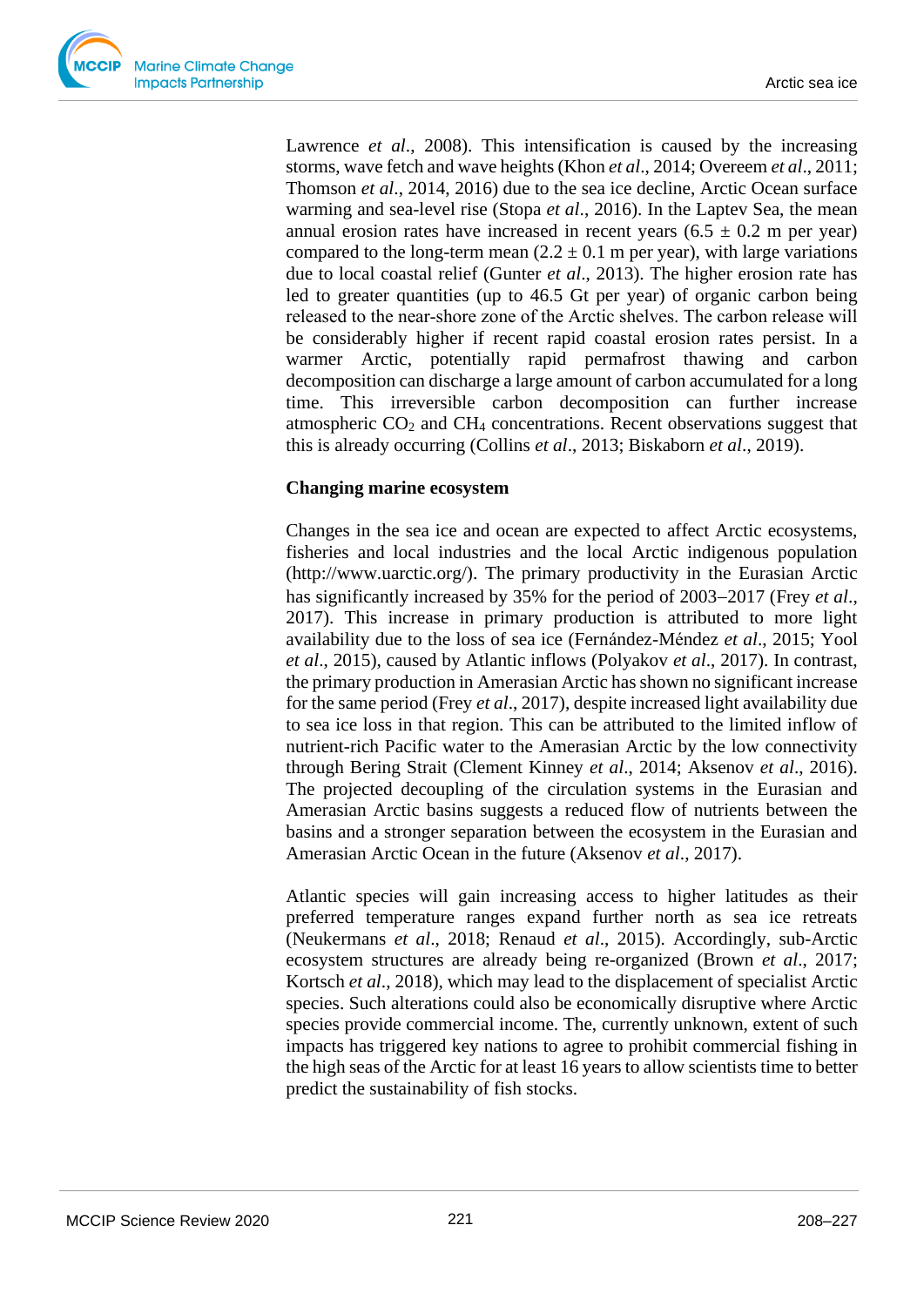Lawrence *et al*., 2008). This intensification is caused by the increasing storms, wave fetch and wave heights (Khon *et al*., 2014; Overeem *et al*., 2011; Thomson *et al*., 2014, 2016) due to the sea ice decline, Arctic Ocean surface warming and sea-level rise (Stopa *et al*., 2016). In the Laptev Sea, the mean annual erosion rates have increased in recent years (6.5 ± 0.2 m per year) compared to the long-term mean (2.2 ± 0.1 m per year), with large variations due to local coastal relief (Gunter *et al*., 2013). The higher erosion rate has led to greater quantities (up to 46.5 Gt per year) of organic carbon being released to the near-shore zone of the Arctic shelves. The carbon release will be considerably higher if recent rapid coastal erosion rates persist. In a warmer Arctic, potentially rapid permafrost thawing and carbon decomposition can discharge a large amount of carbon accumulated for a long time. This irreversible carbon decomposition can further increase atmospheric $CO_2$ and $CH_4$ concentrations. Recent observations suggest that this is already occurring (Collins *et al*., 2013; Biskaborn *et al*., 2019).

**Changing marine ecosystem**

Changes in the sea ice and ocean are expected to affect Arctic ecosystems, fisheries and local industries and the local Arctic indigenous population (http://www.uarctic.org/). The primary productivity in the Eurasian Arctic has significantly increased by 35% for the period of 2003–2017 (Frey *et al*., 2017). This increase in primary production is attributed to more light availability due to the loss of sea ice (Fernández-Méndez *et al*., 2015; Yool *et al*., 2015), caused by Atlantic inflows (Polyakov *et al*., 2017). In contrast, the primary production in Amerasian Arctic has shown no significant increase for the same period (Frey *et al*., 2017), despite increased light availability due to sea ice loss in that region. This can be attributed to the limited inflow of nutrient-rich Pacific water to the Amerasian Arctic by the low connectivity through Bering Strait (Clement Kinney *et al*., 2014; Aksenov *et al*., 2016). The projected decoupling of the circulation systems in the Eurasian and Amerasian Arctic basins suggests a reduced flow of nutrients between the basins and a stronger separation between the ecosystem in the Eurasian and Amerasian Arctic Ocean in the future (Aksenov *et al*., 2017).

Atlantic species will gain increasing access to higher latitudes as their preferred temperature ranges expand further north as sea ice retreats (Neukermans *et al*., 2018; Renaud *et al*., 2015). Accordingly, sub-Arctic ecosystem structures are already being re-organized (Brown *et al*., 2017; Kortsch *et al*., 2018), which may lead to the displacement of specialist Arctic species. Such alterations could also be economically disruptive where Arctic species provide commercial income. The, currently unknown, extent of such impacts has triggered key nations to agree to prohibit commercial fishing in the high seas of the Arctic for at least 16 years to allow scientists time to better predict the sustainability of fish stocks.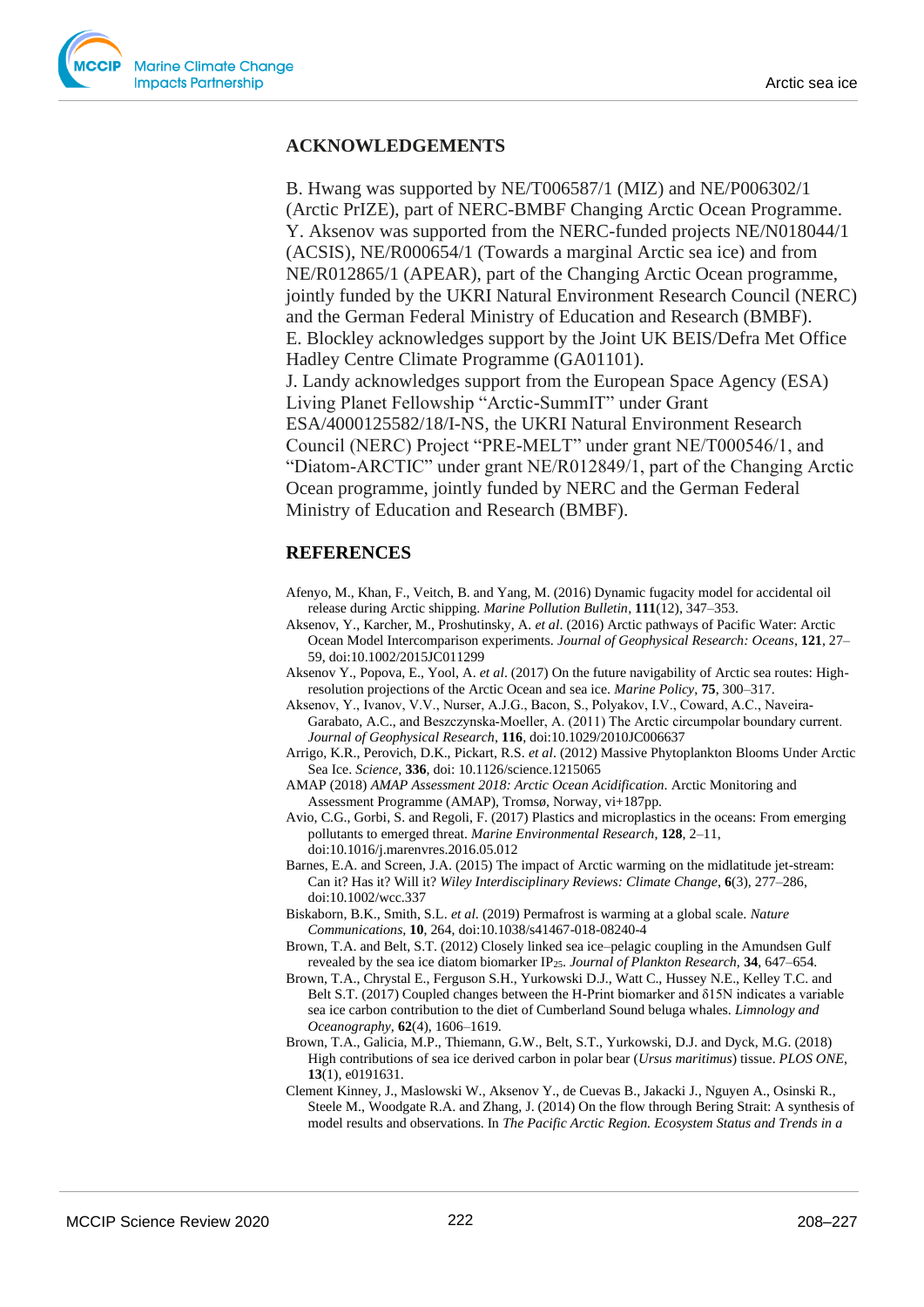## ACKNOWLEDGEMENTS

B. Hwang was supported by NE/T006587/1 (MIZ) and NE/P006302/1 (Arctic PrIZE), part of NERC-BMBF Changing Arctic Ocean Programme. Y. Aksenov was supported from the NERC-funded projects NE/N018044/1 (ACSIS), NE/R000654/1 (Towards a marginal Arctic sea ice) and from NE/R012865/1 (APEAR), part of the Changing Arctic Ocean programme, jointly funded by the UKRI Natural Environment Research Council (NERC) and the German Federal Ministry of Education and Research (BMBF). E. Blockley acknowledges support by the Joint UK BEIS/Defra Met Office Hadley Centre Climate Programme (GA01101). J. Landy acknowledges support from the European Space Agency (ESA) Living Planet Fellowship "Arctic-SummIT" under Grant ESA/4000125582/18/I-NS, the UKRI Natural Environment Research Council (NERC) Project "PRE-MELT" under grant NE/T000546/1, and "Diatom-ARCTIC" under grant NE/R012849/1, part of the Changing Arctic Ocean programme, jointly funded by NERC and the German Federal Ministry of Education and Research (BMBF).

## REFERENCES

Afenyo, M., Khan, F., Veitch, B. and Yang, M. (2016) Dynamic fugacity model for accidental oil release during Arctic shipping. *Marine Pollution Bulletin*, **111**(12), 347–353.

Aksenov, Y., Karcher, M., Proshutinsky, A. *et al*. (2016) Arctic pathways of Pacific Water: Arctic Ocean Model Intercomparison experiments. *Journal of Geophysical Research: Oceans*, **121**, 27–59, doi:10.1002/2015JC011299

Aksenov Y., Popova, E., Yool, A. *et al*. (2017) On the future navigability of Arctic sea routes: High-resolution projections of the Arctic Ocean and sea ice. *Marine Policy*, **75**, 300–317.

Aksenov, Y., Ivanov, V.V., Nurser, A.J.G., Bacon, S., Polyakov, I.V., Coward, A.C., Naveira-Garabato, A.C., and Beszczynska-Moeller, A. (2011) The Arctic circumpolar boundary current. *Journal of Geophysical Research*, **116**, doi:10.1029/2010JC006637

Arrigo, K.R., Perovich, D.K., Pickart, R.S. *et al*. (2012) Massive Phytoplankton Blooms Under Arctic Sea Ice. *Science*, **336**, doi: 10.1126/science.1215065

AMAP (2018) *AMAP Assessment 2018: Arctic Ocean Acidification*. Arctic Monitoring and Assessment Programme (AMAP), Tromsø, Norway, vi+187pp.

Avio, C.G., Gorbi, S. and Regoli, F. (2017) Plastics and microplastics in the oceans: From emerging pollutants to emerged threat. *Marine Environmental Research*, **128**, 2–11, doi:10.1016/j.marenvres.2016.05.012

Barnes, E.A. and Screen, J.A. (2015) The impact of Arctic warming on the midlatitude jet-stream: Can it? Has it? Will it? *Wiley Interdisciplinary Reviews: Climate Change*, **6**(3), 277–286, doi:10.1002/wcc.337

Biskaborn, B.K., Smith, S.L. *et al.* (2019) Permafrost is warming at a global scale. *Nature Communications*, **10**, 264, doi:10.1038/s41467-018-08240-4

Brown, T.A. and Belt, S.T. (2012) Closely linked sea ice–pelagic coupling in the Amundsen Gulf revealed by the sea ice diatom biomarker $IP_{25}$. *Journal of Plankton Research,* **34**, 647–654.

Brown, T.A., Chrystal E., Ferguson S.H., Yurkowski D.J., Watt C., Hussey N.E., Kelley T.C. and Belt S.T. (2017) Coupled changes between the H-Print biomarker and δ15N indicates a variable sea ice carbon contribution to the diet of Cumberland Sound beluga whales. *Limnology and Oceanography*, **62**(4), 1606–1619.

Brown, T.A., Galicia, M.P., Thiemann, G.W., Belt, S.T., Yurkowski, D.J. and Dyck, M.G. (2018) High contributions of sea ice derived carbon in polar bear (*Ursus maritimus*) tissue. *PLOS ONE*, **13**(1), e0191631.

Clement Kinney, J., Maslowski W., Aksenov Y., de Cuevas B., Jakacki J., Nguyen A., Osinski R., Steele M., Woodgate R.A. and Zhang, J. (2014) On the flow through Bering Strait: A synthesis of model results and observations. In *The Pacific Arctic Region. Ecosystem Status and Trends in a*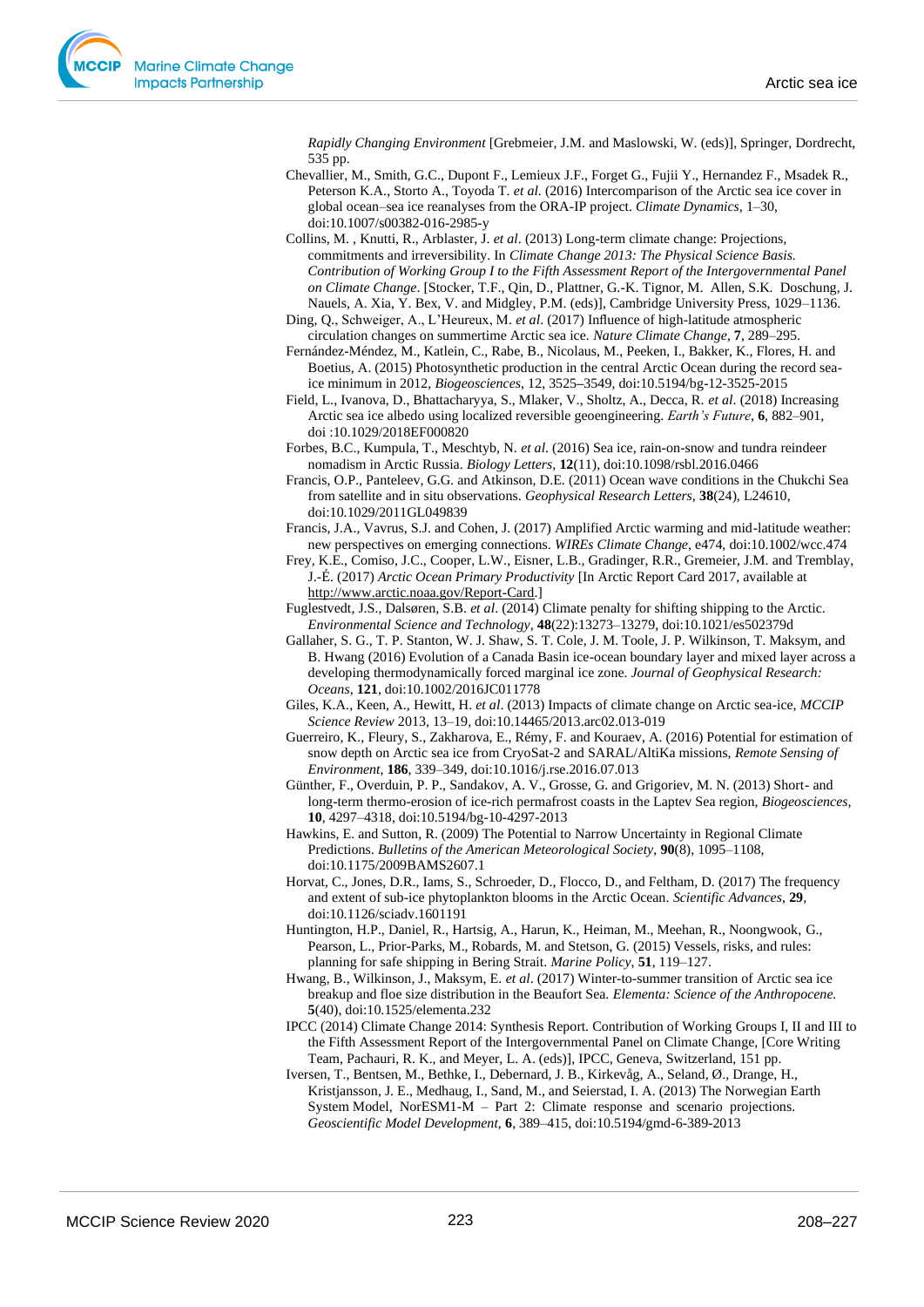*Rapidly Changing Environment* [Grebmeier, J.M. and Maslowski, W. (eds)], Springer, Dordrecht, 535 pp.

Chevallier, M., Smith, G.C., Dupont F., Lemieux J.F., Forget G., Fujii Y., Hernandez F., Msadek R., Peterson K.A., Storto A., Toyoda T. *et al.* (2016) Intercomparison of the Arctic sea ice cover in global ocean–sea ice reanalyses from the ORA-IP project. *Climate Dynamics*, 1–30, doi:10.1007/s00382-016-2985-y

Collins, M. , Knutti, R., Arblaster, J. *et al*. (2013) Long-term climate change: Projections, commitments and irreversibility. In *Climate Change 2013: The Physical Science Basis. Contribution of Working Group I to the Fifth Assessment Report of the Intergovernmental Panel on Climate Change*. [Stocker, T.F., Qin, D., Plattner, G.-K. Tignor, M. Allen, S.K. Doschung, J. Nauels, A. Xia, Y. Bex, V. and Midgley, P.M. (eds)], Cambridge University Press, 1029–1136.

Ding, Q., Schweiger, A., L'Heureux, M. *et al*. (2017) Influence of high-latitude atmospheric circulation changes on summertime Arctic sea ice. *Nature Climate Change*, **7**, 289–295.

Fernández-Méndez, M., Katlein, C., Rabe, B., Nicolaus, M., Peeken, I., Bakker, K., Flores, H. and Boetius, A. (2015) Photosynthetic production in the central Arctic Ocean during the record sea-ice minimum in 2012, *Biogeosciences*, 12, 3525–3549, doi:10.5194/bg-12-3525-2015

Field, L., Ivanova, D., Bhattacharyya, S., Mlaker, V., Sholtz, A., Decca, R. *et al*. (2018) Increasing Arctic sea ice albedo using localized reversible geoengineering. *Earth's Future*, **6**, 882–901, doi :10.1029/2018EF000820

Forbes, B.C., Kumpula, T., Meschtyb, N. *et al.* (2016) Sea ice, rain-on-snow and tundra reindeer nomadism in Arctic Russia. *Biology Letters*, **12**(11), doi:10.1098/rsbl.2016.0466

Francis, O.P., Panteleev, G.G. and Atkinson, D.E. (2011) Ocean wave conditions in the Chukchi Sea from satellite and in situ observations. *Geophysical Research Letters*, **38**(24), L24610, doi:10.1029/2011GL049839

Francis, J.A., Vavrus, S.J. and Cohen, J. (2017) Amplified Arctic warming and mid-latitude weather: new perspectives on emerging connections. *WIREs Climate Change*, e474, doi:10.1002/wcc.474

Frey, K.E., Comiso, J.C., Cooper, L.W., Eisner, L.B., Gradinger, R.R., Gremeier, J.M. and Tremblay, J.-É. (2017) *Arctic Ocean Primary Productivity* [In Arctic Report Card 2017, available at http://www.arctic.noaa.gov/Report-Card.]

Fuglestvedt, J.S., Dalsøren, S.B. *et al*. (2014) Climate penalty for shifting shipping to the Arctic. *Environmental Science and Technology*, **48**(22):13273–13279, doi:10.1021/es502379d

Gallaher, S. G., T. P. Stanton, W. J. Shaw, S. T. Cole, J. M. Toole, J. P. Wilkinson, T. Maksym, and B. Hwang (2016) Evolution of a Canada Basin ice-ocean boundary layer and mixed layer across a developing thermodynamically forced marginal ice zone. *Journal of Geophysical Research: Oceans*, **121**, doi:10.1002/2016JC011778

Giles, K.A., Keen, A., Hewitt, H. *et al*. (2013) Impacts of climate change on Arctic sea-ice, *MCCIP Science Review* 2013, 13–19, doi:10.14465/2013.arc02.013-019

Guerreiro, K., Fleury, S., Zakharova, E., Rémy, F. and Kouraev, A. (2016) Potential for estimation of snow depth on Arctic sea ice from CryoSat-2 and SARAL/AltiKa missions, *Remote Sensing of Environment*, **186**, 339–349, doi:10.1016/j.rse.2016.07.013

Günther, F., Overduin, P. P., Sandakov, A. V., Grosse, G. and Grigoriev, M. N. (2013) Short- and long-term thermo-erosion of ice-rich permafrost coasts in the Laptev Sea region, *Biogeosciences*, **10**, 4297–4318, doi:10.5194/bg-10-4297-2013

Hawkins, E. and Sutton, R. (2009) The Potential to Narrow Uncertainty in Regional Climate Predictions. *Bulletins of the American Meteorological Society*, **90**(8), 1095–1108, doi:10.1175/2009BAMS2607.1

Horvat, C., Jones, D.R., Iams, S., Schroeder, D., Flocco, D., and Feltham, D. (2017) The frequency and extent of sub-ice phytoplankton blooms in the Arctic Ocean. *Scientific Advances*, **29**, doi:10.1126/sciadv.1601191

Huntington, H.P., Daniel, R., Hartsig, A., Harun, K., Heiman, M., Meehan, R., Noongwook, G., Pearson, L., Prior-Parks, M., Robards, M. and Stetson, G. (2015) Vessels, risks, and rules: planning for safe shipping in Bering Strait. *Marine Policy*, **51**, 119–127.

Hwang, B., Wilkinson, J., Maksym, E. *et al*. (2017) Winter-to-summer transition of Arctic sea ice breakup and floe size distribution in the Beaufort Sea. *Elementa: Science of the Anthropocene.* **5**(40), doi:10.1525/elementa.232

IPCC (2014) Climate Change 2014: Synthesis Report. Contribution of Working Groups I, II and III to the Fifth Assessment Report of the Intergovernmental Panel on Climate Change, [Core Writing Team, Pachauri, R. K., and Meyer, L. A. (eds)], IPCC, Geneva, Switzerland, 151 pp.

Iversen, T., Bentsen, M., Bethke, I., Debernard, J. B., Kirkevåg, A., Seland, Ø., Drange, H., Kristjansson, J. E., Medhaug, I., Sand, M., and Seierstad, I. A. (2013) The Norwegian Earth System Model, NorESM1-M – Part 2: Climate response and scenario projections. *Geoscientific Model Development*, **6**, 389–415, doi:10.5194/gmd-6-389-2013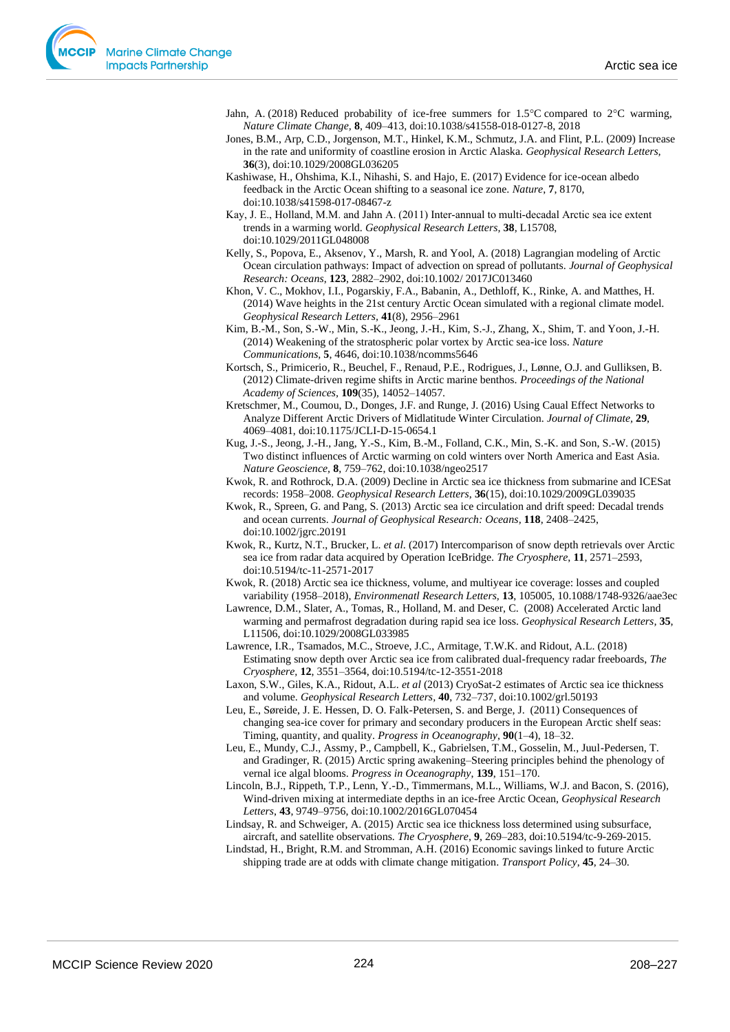Jahn, A. (2018) Reduced probability of ice-free summers for 1.5°C compared to 2°C warming, *Nature Climate Change*, **8**, 409–413, doi:10.1038/s41558-018-0127-8, 2018

Jones, B.M., Arp, C.D., Jorgenson, M.T., Hinkel, K.M., Schmutz, J.A. and Flint, P.L. (2009) Increase in the rate and uniformity of coastline erosion in Arctic Alaska. *Geophysical Research Letters,* **36**(3), doi:10.1029/2008GL036205

Kashiwase, H., Ohshima, K.I., Nihashi, S. and Hajo, E. (2017) Evidence for ice-ocean albedo feedback in the Arctic Ocean shifting to a seasonal ice zone. *Nature*, **7**, 8170, doi:10.1038/s41598-017-08467-z

Kay, J. E., Holland, M.M. and Jahn A. (2011) Inter-annual to multi-decadal Arctic sea ice extent trends in a warming world. *Geophysical Research Letters*, **38**, L15708, doi:10.1029/2011GL048008

Kelly, S., Popova, E., Aksenov, Y., Marsh, R. and Yool, A. (2018) Lagrangian modeling of Arctic Ocean circulation pathways: Impact of advection on spread of pollutants. *Journal of Geophysical Research: Oceans*, **123**, 2882–2902, doi:10.1002/ 2017JC013460

Khon, V. C., Mokhov, I.I., Pogarskiy, F.A., Babanin, A., Dethloff, K., Rinke, A. and Matthes, H. (2014) Wave heights in the 21st century Arctic Ocean simulated with a regional climate model. *Geophysical Research Letters,* **41**(8), 2956–2961

Kim, B.-M., Son, S.-W., Min, S.-K., Jeong, J.-H., Kim, S.-J., Zhang, X., Shim, T. and Yoon, J.-H. (2014) Weakening of the stratospheric polar vortex by Arctic sea-ice loss. *Nature Communications*, **5**, 4646, doi:10.1038/ncomms5646

Kortsch, S., Primicerio, R., Beuchel, F., Renaud, P.E., Rodrigues, J., Lønne, O.J. and Gulliksen, B. (2012) Climate-driven regime shifts in Arctic marine benthos. *Proceedings of the National Academy of Sciences*, **109**(35), 14052–14057.

Kretschmer, M., Coumou, D., Donges, J.F. and Runge, J. (2016) Using Caual Effect Networks to Analyze Different Arctic Drivers of Midlatitude Winter Circulation. *Journal of Climate*, **29**, 4069–4081, doi:10.1175/JCLI-D-15-0654.1

Kug, J.-S., Jeong, J.-H., Jang, Y.-S., Kim, B.-M., Folland, C.K., Min, S.-K. and Son, S.-W. (2015) Two distinct influences of Arctic warming on cold winters over North America and East Asia. *Nature Geoscience*, **8**, 759–762, doi:10.1038/ngeo2517

Kwok, R. and Rothrock, D.A. (2009) Decline in Arctic sea ice thickness from submarine and ICESat records: 1958–2008. *Geophysical Research Letters*, **36**(15), doi:10.1029/2009GL039035

Kwok, R., Spreen, G. and Pang, S. (2013) Arctic sea ice circulation and drift speed: Decadal trends and ocean currents. *Journal of Geophysical Research: Oceans,* **118**, 2408–2425, doi:10.1002/jgrc.20191

Kwok, R., Kurtz, N.T., Brucker, L. *et al.* (2017) Intercomparison of snow depth retrievals over Arctic sea ice from radar data acquired by Operation IceBridge. *The Cryosphere*, **11**, 2571–2593, doi:10.5194/tc-11-2571-2017

Kwok, R. (2018) Arctic sea ice thickness, volume, and multiyear ice coverage: losses and coupled variability (1958–2018), *Environmenatl Research Letters,* **13**, 105005, 10.1088/1748-9326/aae3ec

Lawrence, D.M., Slater, A., Tomas, R., Holland, M. and Deser, C. (2008) Accelerated Arctic land warming and permafrost degradation during rapid sea ice loss. *Geophysical Research Letters*, **35**, L11506, doi:10.1029/2008GL033985

Lawrence, I.R., Tsamados, M.C., Stroeve, J.C., Armitage, T.W.K. and Ridout, A.L. (2018) Estimating snow depth over Arctic sea ice from calibrated dual-frequency radar freeboards, *The Cryosphere*, **12**, 3551–3564, doi:10.5194/tc-12-3551-2018

Laxon, S.W., Giles, K.A., Ridout, A.L. *et al* (2013) CryoSat-2 estimates of Arctic sea ice thickness and volume. *Geophysical Research Letters*, **40**, 732–737, doi:10.1002/grl.50193

Leu, E., Søreide, J. E. Hessen, D. O. Falk-Petersen, S. and Berge, J. (2011) Consequences of changing sea-ice cover for primary and secondary producers in the European Arctic shelf seas: Timing, quantity, and quality. *Progress in Oceanography*, **90**(1–4), 18–32.

Leu, E., Mundy, C.J., Assmy, P., Campbell, K., Gabrielsen, T.M., Gosselin, M., Juul-Pedersen, T. and Gradinger, R. (2015) Arctic spring awakening–Steering principles behind the phenology of vernal ice algal blooms. *Progress in Oceanography*, **139**, 151–170.

Lincoln, B.J., Rippeth, T.P., Lenn, Y.-D., Timmermans, M.L., Williams, W.J. and Bacon, S. (2016), Wind-driven mixing at intermediate depths in an ice-free Arctic Ocean, *Geophysical Research Letters*, **43**, 9749–9756, doi:10.1002/2016GL070454

Lindsay, R. and Schweiger, A. (2015) Arctic sea ice thickness loss determined using subsurface, aircraft, and satellite observations. *The Cryosphere*, **9**, 269–283, doi:10.5194/tc-9-269-2015.

Lindstad, H., Bright, R.M. and Stromman, A.H. (2016) Economic savings linked to future Arctic shipping trade are at odds with climate change mitigation. *Transport Policy*, **45**, 24–30.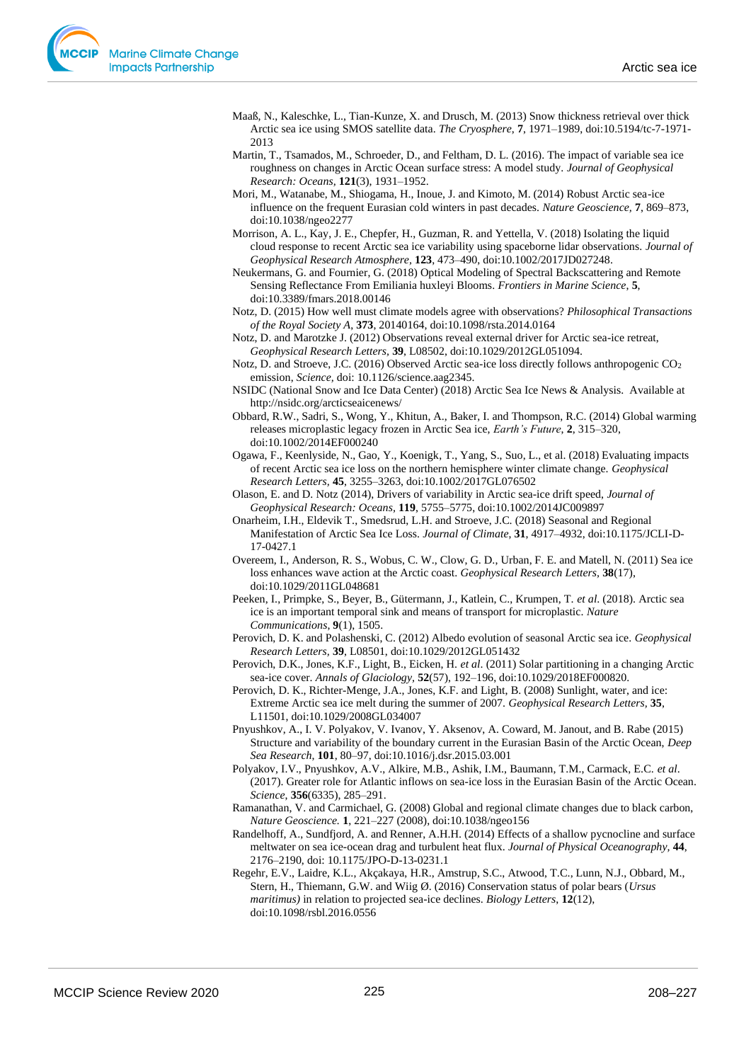Maaß, N., Kaleschke, L., Tian-Kunze, X. and Drusch, M. (2013) Snow thickness retrieval over thick Arctic sea ice using SMOS satellite data. *The Cryosphere*, **7**, 1971–1989, doi:10.5194/tc-7-1971-2013

Martin, T., Tsamados, M., Schroeder, D., and Feltham, D. L. (2016). The impact of variable sea ice roughness on changes in Arctic Ocean surface stress: A model study. *Journal of Geophysical Research: Oceans*, **121**(3), 1931–1952.

Mori, M., Watanabe, M., Shiogama, H., Inoue, J. and Kimoto, M. (2014) Robust Arctic sea-ice influence on the frequent Eurasian cold winters in past decades. *Nature Geoscience*, **7**, 869–873, doi:10.1038/ngeo2277

Morrison, A. L., Kay, J. E., Chepfer, H., Guzman, R. and Yettella, V. (2018) Isolating the liquid cloud response to recent Arctic sea ice variability using spaceborne lidar observations. *Journal of Geophysical Research Atmosphere*, **123**, 473–490, doi:10.1002/2017JD027248.

Neukermans, G. and Fournier, G. (2018) Optical Modeling of Spectral Backscattering and Remote Sensing Reflectance From Emiliania huxleyi Blooms. *Frontiers in Marine Science*, **5**, doi:10.3389/fmars.2018.00146

Notz, D. (2015) How well must climate models agree with observations? *Philosophical Transactions of the Royal Society A*, **373**, 20140164, doi:10.1098/rsta.2014.0164

Notz, D. and Marotzke J. (2012) Observations reveal external driver for Arctic sea-ice retreat, *Geophysical Research Letters*, **39**, L08502, doi:10.1029/2012GL051094.

Notz, D. and Stroeve, J.C. (2016) Observed Arctic sea-ice loss directly follows anthropogenic $CO_2$ emission, *Science*, doi: 10.1126/science.aag2345.

NSIDC (National Snow and Ice Data Center) (2018) Arctic Sea Ice News & Analysis. Available at http://nsidc.org/arcticseaicenews/

Obbard, R.W., Sadri, S., Wong, Y., Khitun, A., Baker, I. and Thompson, R.C. (2014) Global warming releases microplastic legacy frozen in Arctic Sea ice, *Earth's Future*, **2**, 315–320, doi:10.1002/2014EF000240

Ogawa, F., Keenlyside, N., Gao, Y., Koenigk, T., Yang, S., Suo, L., et al. (2018) Evaluating impacts of recent Arctic sea ice loss on the northern hemisphere winter climate change. *Geophysical Research Letters*, **45**, 3255–3263, doi:10.1002/2017GL076502

Olason, E. and D. Notz (2014), Drivers of variability in Arctic sea-ice drift speed, *Journal of Geophysical Research: Oceans*, **119**, 5755–5775, doi:10.1002/2014JC009897

Onarheim, I.H., Eldevik T., Smedsrud, L.H. and Stroeve, J.C. (2018) Seasonal and Regional Manifestation of Arctic Sea Ice Loss. *Journal of Climate*, **31**, 4917–4932, doi:10.1175/JCLI-D-17-0427.1

Overeem, I., Anderson, R. S., Wobus, C. W., Clow, G. D., Urban, F. E. and Matell, N. (2011) Sea ice loss enhances wave action at the Arctic coast. *Geophysical Research Letters*, **38**(17), doi:10.1029/2011GL048681

Peeken, I., Primpke, S., Beyer, B., Gütermann, J., Katlein, C., Krumpen, T. *et al.* (2018). Arctic sea ice is an important temporal sink and means of transport for microplastic. *Nature Communications*, **9**(1), 1505.

Perovich, D. K. and Polashenski, C. (2012) Albedo evolution of seasonal Arctic sea ice. *Geophysical Research Letters*, **39**, L08501, doi:10.1029/2012GL051432

Perovich, D.K., Jones, K.F., Light, B., Eicken, H. *et al*. (2011) Solar partitioning in a changing Arctic sea-ice cover. *Annals of Glaciology*, **52**(57), 192–196, doi:10.1029/2018EF000820.

Perovich, D. K., Richter-Menge, J.A., Jones, K.F. and Light, B. (2008) Sunlight, water, and ice: Extreme Arctic sea ice melt during the summer of 2007. *Geophysical Research Letters*, **35**, L11501, doi:10.1029/2008GL034007

Pnyushkov, A., I. V. Polyakov, V. Ivanov, Y. Aksenov, A. Coward, M. Janout, and B. Rabe (2015) Structure and variability of the boundary current in the Eurasian Basin of the Arctic Ocean, *Deep Sea Research*, **101**, 80–97, doi:10.1016/j.dsr.2015.03.001

Polyakov, I.V., Pnyushkov, A.V., Alkire, M.B., Ashik, I.M., Baumann, T.M., Carmack, E.C. *et al.* (2017). Greater role for Atlantic inflows on sea-ice loss in the Eurasian Basin of the Arctic Ocean. *Science*, **356**(6335), 285–291.

Ramanathan, V. and Carmichael, G. (2008) Global and regional climate changes due to black carbon, *Nature Geoscience*. **1**, 221–227 (2008), doi:10.1038/ngeo156

Randelhoff, A., Sundfjord, A. and Renner, A.H.H. (2014) Effects of a shallow pycnocline and surface meltwater on sea ice-ocean drag and turbulent heat flux. *Journal of Physical Oceanography*, **44**, 2176–2190, doi: 10.1175/JPO-D-13-0231.1

Regehr, E.V., Laidre, K.L., Akçakaya, H.R., Amstrup, S.C., Atwood, T.C., Lunn, N.J., Obbard, M., Stern, H., Thiemann, G.W. and Wiig Ø. (2016) Conservation status of polar bears (*Ursus maritimus)* in relation to projected sea-ice declines. *Biology Letters*, **12**(12), doi:10.1098/rsbl.2016.0556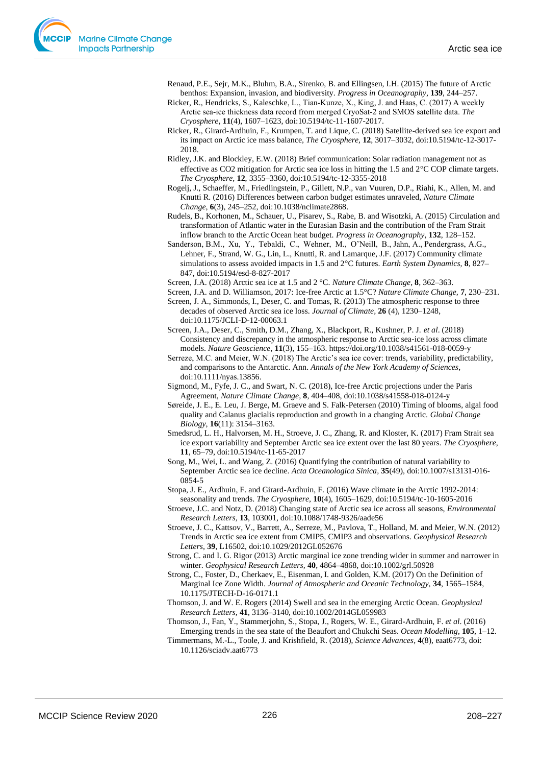Renaud, P.E., Sejr, M.K., Bluhm, B.A., Sirenko, B. and Ellingsen, I.H. (2015) The future of Arctic benthos: Expansion, invasion, and biodiversity. *Progress in Oceanography*, **139**, 244–257.

Ricker, R., Hendricks, S., Kaleschke, L., Tian-Kunze, X., King, J. and Haas, C. (2017) A weekly Arctic sea-ice thickness data record from merged CryoSat-2 and SMOS satellite data. *The Cryosphere*, **11**(4), 1607–1623, doi:10.5194/tc-11-1607-2017.

Ricker, R., Girard-Ardhuin, F., Krumpen, T. and Lique, C. (2018) Satellite-derived sea ice export and its impact on Arctic ice mass balance, *The Cryosphere*, **12**, 3017–3032, doi:10.5194/tc-12-3017-2018.

Ridley, J.K. and Blockley, E.W. (2018) Brief communication: Solar radiation management not as effective as CO2 mitigation for Arctic sea ice loss in hitting the 1.5 and 2°C COP climate targets. *The Cryosphere*, **12**, 3355–3360, doi:10.5194/tc-12-3355-2018

Rogelj, J., Schaeffer, M., Friedlingstein, P., Gillett, N.P., van Vuuren, D.P., Riahi, K., Allen, M. and Knutti R. (2016) Differences between carbon budget estimates unraveled, *Nature Climate Change*, **6**(3), 245–252, doi:10.1038/nclimate2868.

Rudels, B., Korhonen, M., Schauer, U., Pisarev, S., Rabe, B. and Wisotzki, A. (2015) Circulation and transformation of Atlantic water in the Eurasian Basin and the contribution of the Fram Strait inflow branch to the Arctic Ocean heat budget. *Progress in Oceanography*, **132**, 128–152.

Sanderson, B.M., Xu, Y., Tebaldi, C., Wehner, M., O'Neill, B., Jahn, A., Pendergrass, A.G., Lehner, F., Strand, W. G., Lin, L., Knutti, R. and Lamarque, J.F. (2017) Community climate simulations to assess avoided impacts in 1.5 and 2°C futures. *Earth System Dynamics*, **8**, 827–847, doi:10.5194/esd-8-827-2017

Screen, J.A. (2018) Arctic sea ice at 1.5 and 2 °C. *Nature Climate Change*, **8**, 362–363.

Screen, J.A. and D. Williamson, 2017: Ice-free Arctic at 1.5°C? *Nature Climate Change*, **7**, 230–231.

Screen, J. A., Simmonds, I., Deser, C. and Tomas, R. (2013) The atmospheric response to three decades of observed Arctic sea ice loss. *Journal of Climate*, **26** (4), 1230–1248, doi:10.1175/JCLI-D-12-00063.1

Screen, J.A., Deser, C., Smith, D.M., Zhang, X., Blackport, R., Kushner, P. J. *et al*. (2018) Consistency and discrepancy in the atmospheric response to Arctic sea-ice loss across climate models. *Nature Geoscience*, **11**(3), 155–163. https://doi.org/10.1038/s41561-018-0059-y

Serreze, M.C. and Meier, W.N. (2018) The Arctic's sea ice cover: trends, variability, predictability, and comparisons to the Antarctic. Ann. *Annals of the New York Academy of Sciences*, doi:10.1111/nyas.13856.

Sigmond, M., Fyfe, J. C., and Swart, N. C. (2018), Ice-free Arctic projections under the Paris Agreement, *Nature Climate Change*, **8**, 404–408, doi:10.1038/s41558-018-0124-y

Søreide, J. E., E. Leu, J. Berge, M. Graeve and S. Falk-Petersen (2010) Timing of blooms, algal food quality and Calanus glacialis reproduction and growth in a changing Arctic. *Global Change Biology*, **16**(11): 3154–3163.

Smedsrud, L. H., Halvorsen, M. H., Stroeve, J. C., Zhang, R. and Kloster, K. (2017) Fram Strait sea ice export variability and September Arctic sea ice extent over the last 80 years. *The Cryosphere*, **11**, 65–79, doi:10.5194/tc-11-65-2017

Song, M., Wei, L. and Wang, Z. (2016) Quantifying the contribution of natural variability to September Arctic sea ice decline. *Acta Oceanologica Sinica*, **35**(49), doi:10.1007/s13131-016-0854-5

Stopa, J. E., Ardhuin, F. and Girard-Ardhuin, F. (2016) Wave climate in the Arctic 1992-2014: seasonality and trends. *The Cryosphere*, **10**(4), 1605–1629, doi:10.5194/tc-10-1605-2016

Stroeve, J.C. and Notz, D. (2018) Changing state of Arctic sea ice across all seasons, *Environmental Research Letters*, **13**, 103001, doi:10.1088/1748-9326/aade56

Stroeve, J. C., Kattsov, V., Barrett, A., Serreze, M., Pavlova, T., Holland, M. and Meier, W.N. (2012) Trends in Arctic sea ice extent from CMIP5, CMIP3 and observations. *Geophysical Research Letters*, **39**, L16502, doi:10.1029/2012GL052676

Strong, C. and I. G. Rigor (2013) Arctic marginal ice zone trending wider in summer and narrower in winter. *Geophysical Research Letters*, **40**, 4864–4868, doi:10.1002/grl.50928

Strong, C., Foster, D., Cherkaev, E., Eisenman, I. and Golden, K.M. (2017) On the Definition of Marginal Ice Zone Width. *Journal of Atmospheric and Oceanic Technology*, **34**, 1565–1584, 10.1175/JTECH-D-16-0171.1

Thomson, J. and W. E. Rogers (2014) Swell and sea in the emerging Arctic Ocean. *Geophysical Research Letters*, **41**, 3136–3140, doi:10.1002/2014GL059983

Thomson, J., Fan, Y., Stammerjohn, S., Stopa, J., Rogers, W. E., Girard-Ardhuin, F. *et al*. (2016) Emerging trends in the sea state of the Beaufort and Chukchi Seas. *Ocean Modelling*, **105**, 1–12.

Timmermans, M.-L., Toole, J. and Krishfield, R. (2018), *Science Advances*, **4**(8), eaat6773, doi: 10.1126/sciadv.aat6773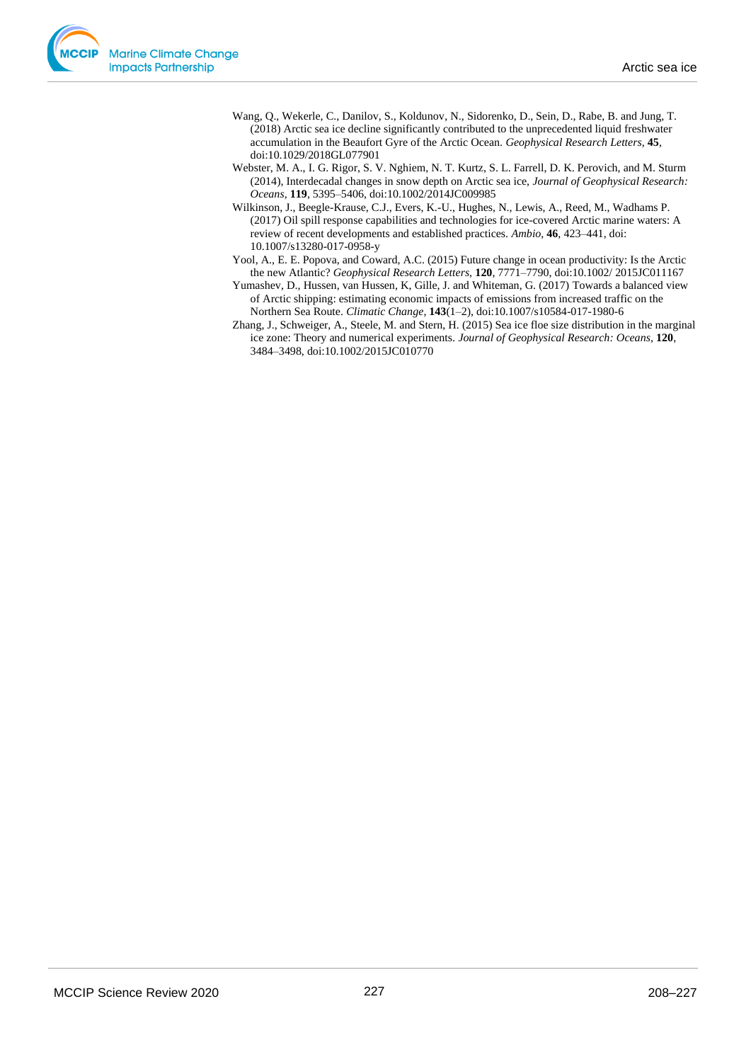Wang, Q., Wekerle, C., Danilov, S., Koldunov, N., Sidorenko, D., Sein, D., Rabe, B. and Jung, T. (2018) Arctic sea ice decline significantly contributed to the unprecedented liquid freshwater accumulation in the Beaufort Gyre of the Arctic Ocean. *Geophysical Research Letters*, **45**, doi:10.1029/2018GL077901

Webster, M. A., I. G. Rigor, S. V. Nghiem, N. T. Kurtz, S. L. Farrell, D. K. Perovich, and M. Sturm (2014), Interdecadal changes in snow depth on Arctic sea ice, *Journal of Geophysical Research: Oceans*, **119**, 5395–5406, doi:10.1002/2014JC009985

Wilkinson, J., Beegle-Krause, C.J., Evers, K.-U., Hughes, N., Lewis, A., Reed, M., Wadhams P. (2017) Oil spill response capabilities and technologies for ice-covered Arctic marine waters: A review of recent developments and established practices. *Ambio*, **46**, 423–441, doi: 10.1007/s13280-017-0958-y

Yool, A., E. E. Popova, and Coward, A.C. (2015) Future change in ocean productivity: Is the Arctic the new Atlantic? *Geophysical Research Letters*, **120**, 7771–7790, doi:10.1002/ 2015JC011167

Yumashev, D., Hussen, van Hussen, K, Gille, J. and Whiteman, G. (2017) Towards a balanced view of Arctic shipping: estimating economic impacts of emissions from increased traffic on the Northern Sea Route. *Climatic Change*, **143**(1–2), doi:10.1007/s10584-017-1980-6

Zhang, J., Schweiger, A., Steele, M. and Stern, H. (2015) Sea ice floe size distribution in the marginal ice zone: Theory and numerical experiments. *Journal of Geophysical Research: Oceans*, **120**, 3484–3498, doi:10.1002/2015JC010770